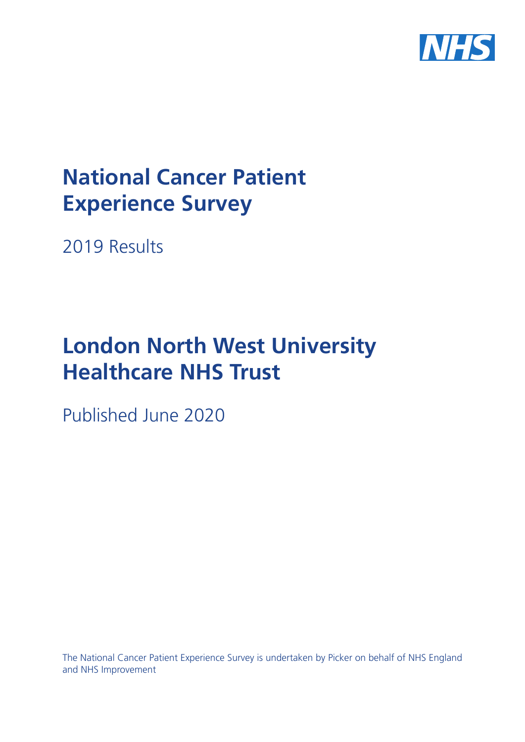NHS

# National Cancer Patient Experience Survey

2019 Results

# London North West University Healthcare NHS Trust

Published June 2020

The National Cancer Patient Experience Survey is undertaken by Picker on behalf of NHS England and NHS Improvement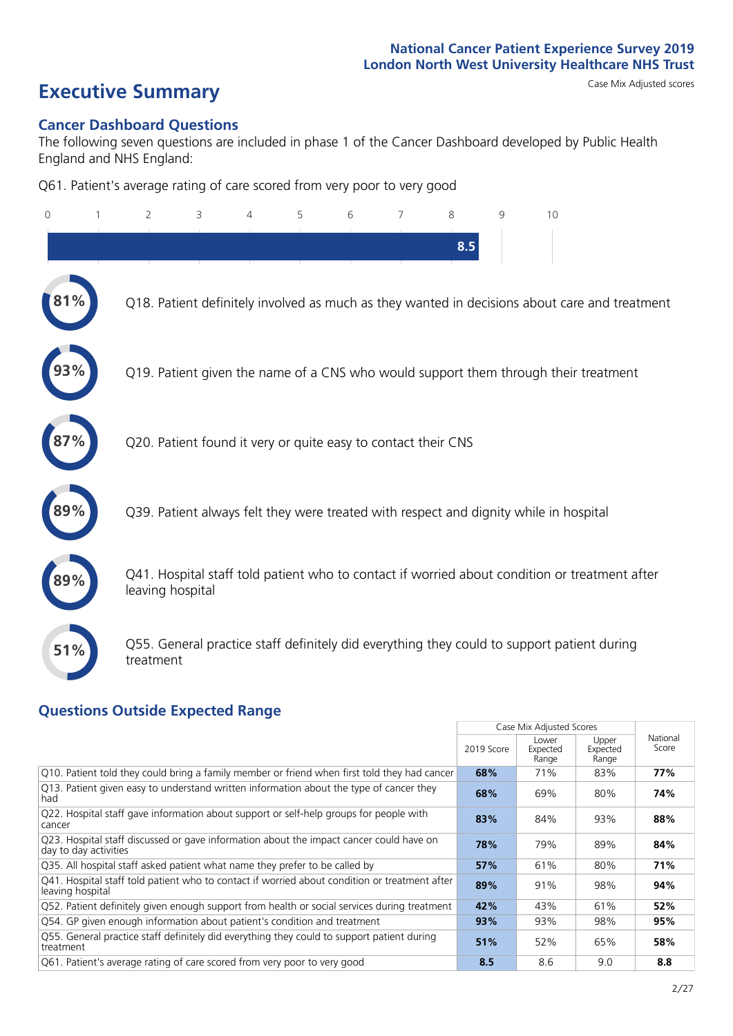National Cancer Patient Experience Survey 2019
London North West University Healthcare NHS Trust

# Executive Summary

Case Mix Adjusted scores

## Cancer Dashboard Questions

The following seven questions are included in phase 1 of the Cancer Dashboard developed by Public Health England and NHS England:

Q61. Patient's average rating of care scored from very poor to very good

0 1 2 3 4 5 6 7 8 9 10

8.5

81% Q18. Patient definitely involved as much as they wanted in decisions about care and treatment

93% Q19. Patient given the name of a CNS who would support them through their treatment

87% Q20. Patient found it very or quite easy to contact their CNS

89% Q39. Patient always felt they were treated with respect and dignity while in hospital

89% Q41. Hospital staff told patient who to contact if worried about condition or treatment after leaving hospital

51% Q55. General practice staff definitely did everything they could to support patient during treatment

## Questions Outside Expected Range

| | Case Mix Adjusted Scores | | | National Score |
|---|---|---|---|---|
| | 2019 Score | Lower Expected Range | Upper Expected Range | |
| Q10. Patient told they could bring a family member or friend when first told they had cancer | **68%** | 71% | 83% | **77%** |
| Q13. Patient given easy to understand written information about the type of cancer they had | **68%** | 69% | 80% | **74%** |
| Q22. Hospital staff gave information about support or self-help groups for people with cancer | **83%** | 84% | 93% | **88%** |
| Q23. Hospital staff discussed or gave information about the impact cancer could have on day to day activities | **78%** | 79% | 89% | **84%** |
| Q35. All hospital staff asked patient what name they prefer to be called by | **57%** | 61% | 80% | **71%** |
| Q41. Hospital staff told patient who to contact if worried about condition or treatment after leaving hospital | **89%** | 91% | 98% | **94%** |
| Q52. Patient definitely given enough support from health or social services during treatment | **42%** | 43% | 61% | **52%** |
| Q54. GP given enough information about patient's condition and treatment | **93%** | 93% | 98% | **95%** |
| Q55. General practice staff definitely did everything they could to support patient during treatment | **51%** | 52% | 65% | **58%** |
| Q61. Patient's average rating of care scored from very poor to very good | **8.5** | 8.6 | 9.0 | **8.8** |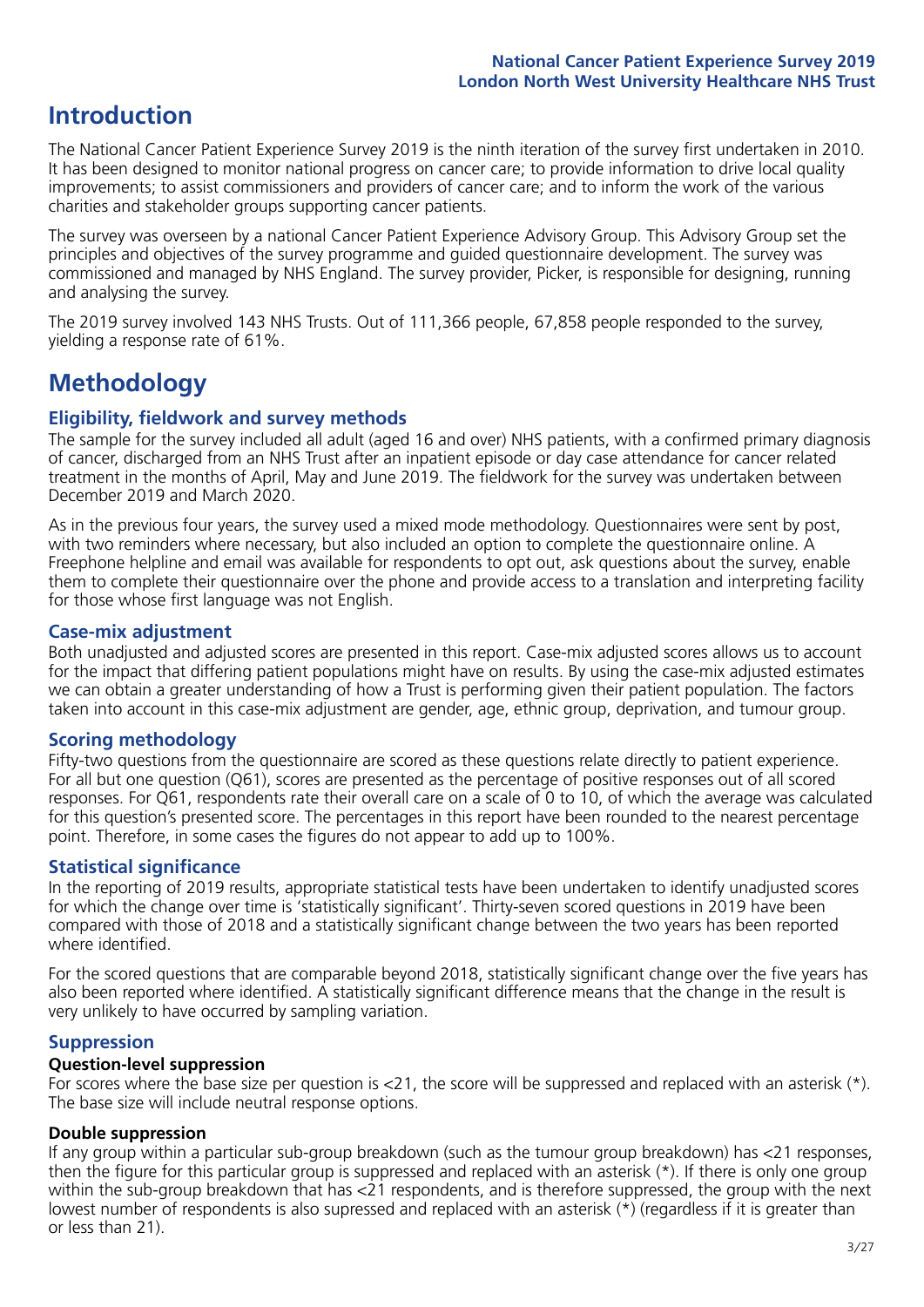# Introduction

The National Cancer Patient Experience Survey 2019 is the ninth iteration of the survey first undertaken in 2010. It has been designed to monitor national progress on cancer care; to provide information to drive local quality improvements; to assist commissioners and providers of cancer care; and to inform the work of the various charities and stakeholder groups supporting cancer patients.

The survey was overseen by a national Cancer Patient Experience Advisory Group. This Advisory Group set the principles and objectives of the survey programme and guided questionnaire development. The survey was commissioned and managed by NHS England. The survey provider, Picker, is responsible for designing, running and analysing the survey.

The 2019 survey involved 143 NHS Trusts. Out of 111,366 people, 67,858 people responded to the survey, yielding a response rate of 61%.

# Methodology

## Eligibility, fieldwork and survey methods

The sample for the survey included all adult (aged 16 and over) NHS patients, with a confirmed primary diagnosis of cancer, discharged from an NHS Trust after an inpatient episode or day case attendance for cancer related treatment in the months of April, May and June 2019. The fieldwork for the survey was undertaken between December 2019 and March 2020.

As in the previous four years, the survey used a mixed mode methodology. Questionnaires were sent by post, with two reminders where necessary, but also included an option to complete the questionnaire online. A Freephone helpline and email was available for respondents to opt out, ask questions about the survey, enable them to complete their questionnaire over the phone and provide access to a translation and interpreting facility for those whose first language was not English.

## Case-mix adjustment

Both unadjusted and adjusted scores are presented in this report. Case-mix adjusted scores allows us to account for the impact that differing patient populations might have on results. By using the case-mix adjusted estimates we can obtain a greater understanding of how a Trust is performing given their patient population. The factors taken into account in this case-mix adjustment are gender, age, ethnic group, deprivation, and tumour group.

## Scoring methodology

Fifty-two questions from the questionnaire are scored as these questions relate directly to patient experience. For all but one question (Q61), scores are presented as the percentage of positive responses out of all scored responses. For Q61, respondents rate their overall care on a scale of 0 to 10, of which the average was calculated for this question's presented score. The percentages in this report have been rounded to the nearest percentage point. Therefore, in some cases the figures do not appear to add up to 100%.

## Statistical significance

In the reporting of 2019 results, appropriate statistical tests have been undertaken to identify unadjusted scores for which the change over time is 'statistically significant'. Thirty-seven scored questions in 2019 have been compared with those of 2018 and a statistically significant change between the two years has been reported where identified.

For the scored questions that are comparable beyond 2018, statistically significant change over the five years has also been reported where identified. A statistically significant difference means that the change in the result is very unlikely to have occurred by sampling variation.

## Suppression

### Question-level suppression

For scores where the base size per question is <21, the score will be suppressed and replaced with an asterisk (*). The base size will include neutral response options.

### Double suppression

If any group within a particular sub-group breakdown (such as the tumour group breakdown) has <21 responses, then the figure for this particular group is suppressed and replaced with an asterisk (*). If there is only one group within the sub-group breakdown that has <21 respondents, and is therefore suppressed, the group with the next lowest number of respondents is also supressed and replaced with an asterisk (*) (regardless if it is greater than or less than 21).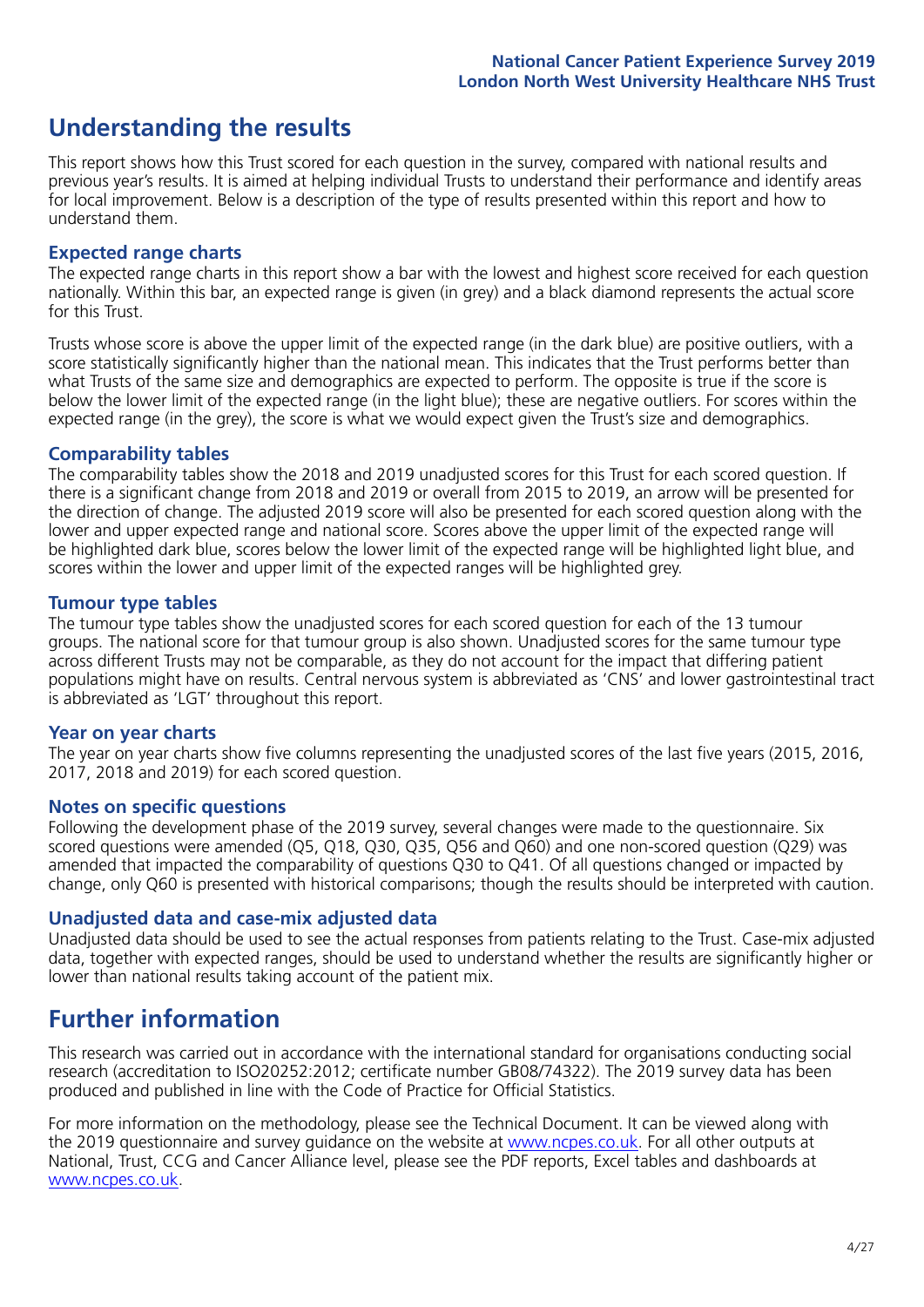## Understanding the results

This report shows how this Trust scored for each question in the survey, compared with national results and previous year's results. It is aimed at helping individual Trusts to understand their performance and identify areas for local improvement. Below is a description of the type of results presented within this report and how to understand them.

### Expected range charts

The expected range charts in this report show a bar with the lowest and highest score received for each question nationally. Within this bar, an expected range is given (in grey) and a black diamond represents the actual score for this Trust.

Trusts whose score is above the upper limit of the expected range (in the dark blue) are positive outliers, with a score statistically significantly higher than the national mean. This indicates that the Trust performs better than what Trusts of the same size and demographics are expected to perform. The opposite is true if the score is below the lower limit of the expected range (in the light blue); these are negative outliers. For scores within the expected range (in the grey), the score is what we would expect given the Trust's size and demographics.

### Comparability tables

The comparability tables show the 2018 and 2019 unadjusted scores for this Trust for each scored question. If there is a significant change from 2018 and 2019 or overall from 2015 to 2019, an arrow will be presented for the direction of change. The adjusted 2019 score will also be presented for each scored question along with the lower and upper expected range and national score. Scores above the upper limit of the expected range will be highlighted dark blue, scores below the lower limit of the expected range will be highlighted light blue, and scores within the lower and upper limit of the expected ranges will be highlighted grey.

### Tumour type tables

The tumour type tables show the unadjusted scores for each scored question for each of the 13 tumour groups. The national score for that tumour group is also shown. Unadjusted scores for the same tumour type across different Trusts may not be comparable, as they do not account for the impact that differing patient populations might have on results. Central nervous system is abbreviated as 'CNS' and lower gastrointestinal tract is abbreviated as 'LGT' throughout this report.

### Year on year charts

The year on year charts show five columns representing the unadjusted scores of the last five years (2015, 2016, 2017, 2018 and 2019) for each scored question.

### Notes on specific questions

Following the development phase of the 2019 survey, several changes were made to the questionnaire. Six scored questions were amended (Q5, Q18, Q30, Q35, Q56 and Q60) and one non-scored question (Q29) was amended that impacted the comparability of questions Q30 to Q41. Of all questions changed or impacted by change, only Q60 is presented with historical comparisons; though the results should be interpreted with caution.

### Unadjusted data and case-mix adjusted data

Unadjusted data should be used to see the actual responses from patients relating to the Trust. Case-mix adjusted data, together with expected ranges, should be used to understand whether the results are significantly higher or lower than national results taking account of the patient mix.

## Further information

This research was carried out in accordance with the international standard for organisations conducting social research (accreditation to ISO20252:2012; certificate number GB08/74322). The 2019 survey data has been produced and published in line with the Code of Practice for Official Statistics.

For more information on the methodology, please see the Technical Document. It can be viewed along with the 2019 questionnaire and survey guidance on the website at www.ncpes.co.uk. For all other outputs at National, Trust, CCG and Cancer Alliance level, please see the PDF reports, Excel tables and dashboards at www.ncpes.co.uk.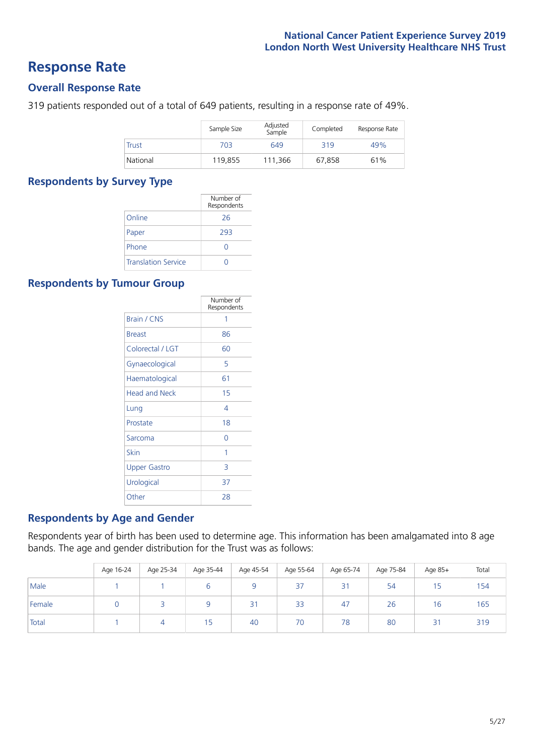# Response Rate

## Overall Response Rate

319 patients responded out of a total of 649 patients, resulting in a response rate of 49%.

| | Sample Size | Adjusted Sample | Completed | Response Rate |
|---|---|---|---|---|
| Trust | 703 | 649 | 319 | 49% |
| National | 119,855 | 111,366 | 67,858 | 61% |

## Respondents by Survey Type

| | Number of Respondents |
|---|---|
| Online | 26 |
| Paper | 293 |
| Phone | 0 |
| Translation Service | 0 |

## Respondents by Tumour Group

| | Number of Respondents |
|---|---|
| Brain / CNS | 1 |
| Breast | 86 |
| Colorectal / LGT | 60 |
| Gynaecological | 5 |
| Haematological | 61 |
| Head and Neck | 15 |
| Lung | 4 |
| Prostate | 18 |
| Sarcoma | 0 |
| Skin | 1 |
| Upper Gastro | 3 |
| Urological | 37 |
| Other | 28 |

## Respondents by Age and Gender

Respondents year of birth has been used to determine age. This information has been amalgamated into 8 age bands. The age and gender distribution for the Trust was as follows:

| | Age 16-24 | Age 25-34 | Age 35-44 | Age 45-54 | Age 55-64 | Age 65-74 | Age 75-84 | Age 85+ | Total |
|---|---|---|---|---|---|---|---|---|---|
| Male | 1 | 1 | 6 | 9 | 37 | 31 | 54 | 15 | 154 |
| Female | 0 | 3 | 9 | 31 | 33 | 47 | 26 | 16 | 165 |
| Total | 1 | 4 | 15 | 40 | 70 | 78 | 80 | 31 | 319 |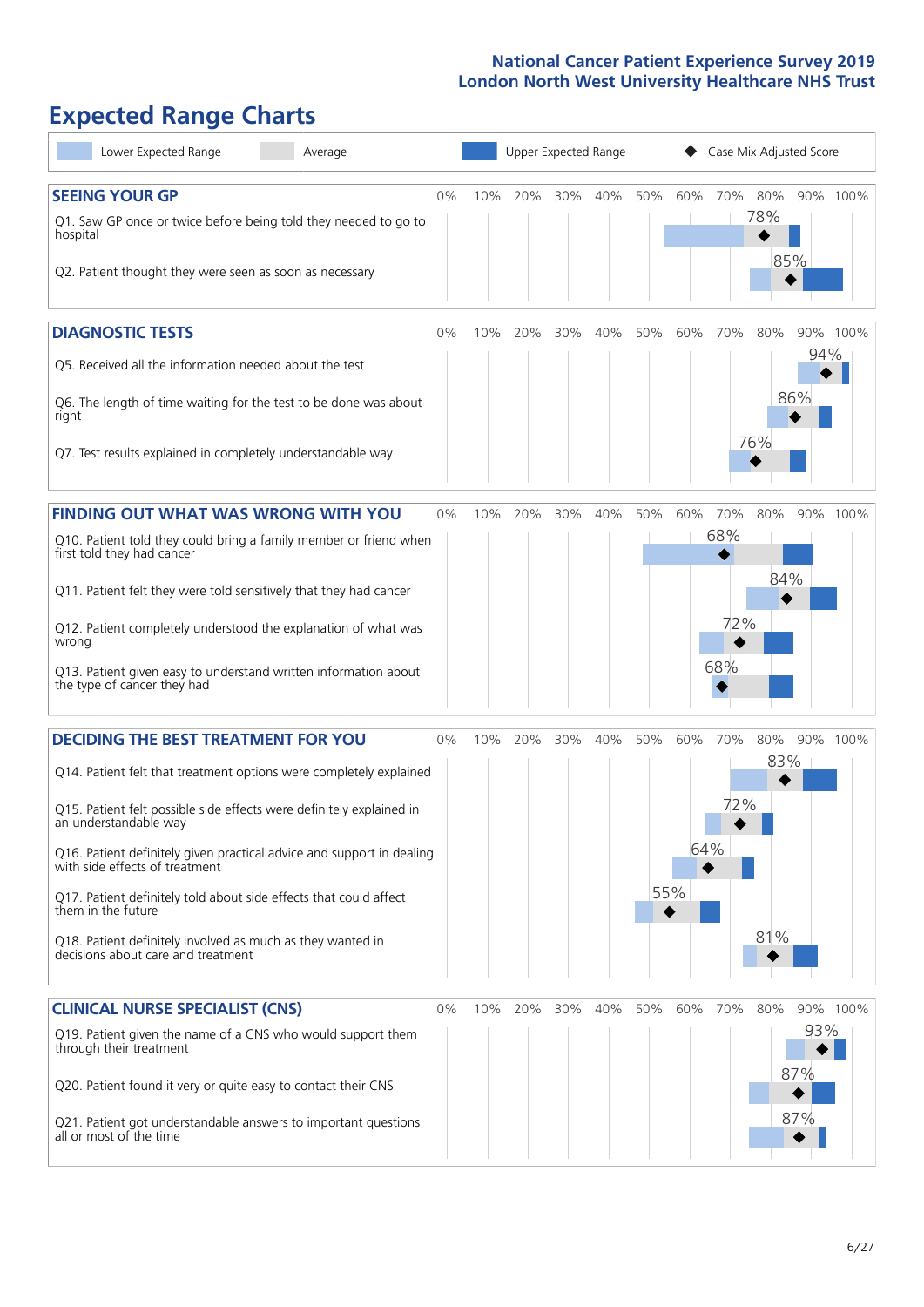National Cancer Patient Experience Survey 2019
London North West University Healthcare NHS Trust

# Expected Range Charts

Lower Expected Range | Average | Upper Expected Range | Case Mix Adjusted Score

## SEEING YOUR GP

| Question | Case Mix Adjusted Score |
|---|---|
| Q1. Saw GP once or twice before being told they needed to go to hospital | 78% |
| Q2. Patient thought they were seen as soon as necessary | 85% |

## DIAGNOSTIC TESTS

| Question | Case Mix Adjusted Score |
|---|---|
| Q5. Received all the information needed about the test | 94% |
| Q6. The length of time waiting for the test to be done was about right | 86% |
| Q7. Test results explained in completely understandable way | 76% |

## FINDING OUT WHAT WAS WRONG WITH YOU

| Question | Case Mix Adjusted Score |
|---|---|
| Q10. Patient told they could bring a family member or friend when first told they had cancer | 68% |
| Q11. Patient felt they were told sensitively that they had cancer | 84% |
| Q12. Patient completely understood the explanation of what was wrong | 72% |
| Q13. Patient given easy to understand written information about the type of cancer they had | 68% |

## DECIDING THE BEST TREATMENT FOR YOU

| Question | Case Mix Adjusted Score |
|---|---|
| Q14. Patient felt that treatment options were completely explained | 83% |
| Q15. Patient felt possible side effects were definitely explained in an understandable way | 72% |
| Q16. Patient definitely given practical advice and support in dealing with side effects of treatment | 64% |
| Q17. Patient definitely told about side effects that could affect them in the future | 55% |
| Q18. Patient definitely involved as much as they wanted in decisions about care and treatment | 81% |

## CLINICAL NURSE SPECIALIST (CNS)

| Question | Case Mix Adjusted Score |
|---|---|
| Q19. Patient given the name of a CNS who would support them through their treatment | 93% |
| Q20. Patient found it very or quite easy to contact their CNS | 87% |
| Q21. Patient got understandable answers to important questions all or most of the time | 87% |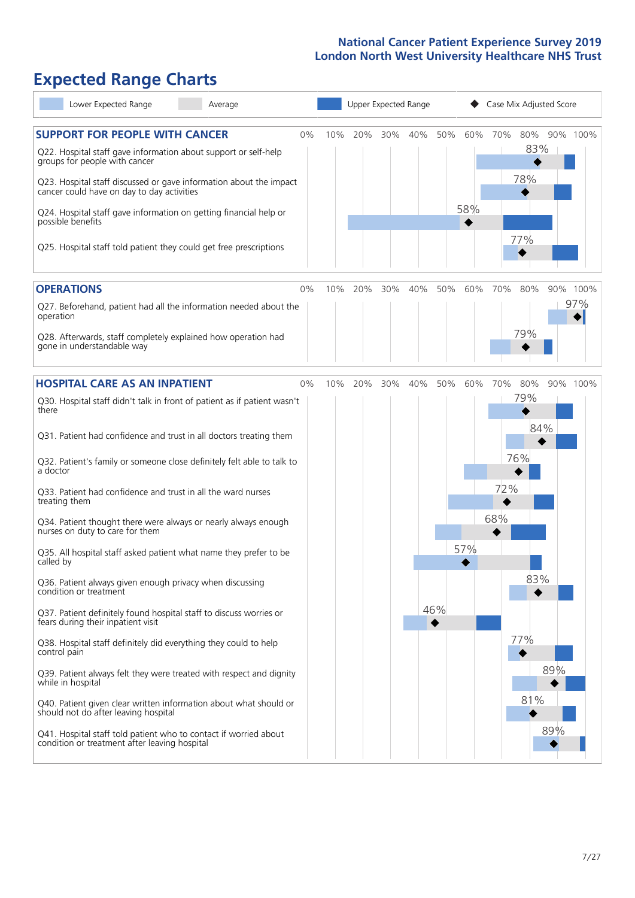# Expected Range Charts

Lower Expected Range | Average | Upper Expected Range | Case Mix Adjusted Score

## SUPPORT FOR PEOPLE WITH CANCER

| Question | Case Mix Adjusted Score |
|---|---|
| Q22. Hospital staff gave information about support or self-help groups for people with cancer | 83% |
| Q23. Hospital staff discussed or gave information about the impact cancer could have on day to day activities | 78% |
| Q24. Hospital staff gave information on getting financial help or possible benefits | 58% |
| Q25. Hospital staff told patient they could get free prescriptions | 77% |

## OPERATIONS

| Question | Case Mix Adjusted Score |
|---|---|
| Q27. Beforehand, patient had all the information needed about the operation | 97% |
| Q28. Afterwards, staff completely explained how operation had gone in understandable way | 79% |

## HOSPITAL CARE AS AN INPATIENT

| Question | Case Mix Adjusted Score |
|---|---|
| Q30. Hospital staff didn't talk in front of patient as if patient wasn't there | 79% |
| Q31. Patient had confidence and trust in all doctors treating them | 84% |
| Q32. Patient's family or someone close definitely felt able to talk to a doctor | 76% |
| Q33. Patient had confidence and trust in all the ward nurses treating them | 72% |
| Q34. Patient thought there were always or nearly always enough nurses on duty to care for them | 68% |
| Q35. All hospital staff asked patient what name they prefer to be called by | 57% |
| Q36. Patient always given enough privacy when discussing condition or treatment | 83% |
| Q37. Patient definitely found hospital staff to discuss worries or fears during their inpatient visit | 46% |
| Q38. Hospital staff definitely did everything they could to help control pain | 77% |
| Q39. Patient always felt they were treated with respect and dignity while in hospital | 89% |
| Q40. Patient given clear written information about what should or should not do after leaving hospital | 81% |
| Q41. Hospital staff told patient who to contact if worried about condition or treatment after leaving hospital | 89% |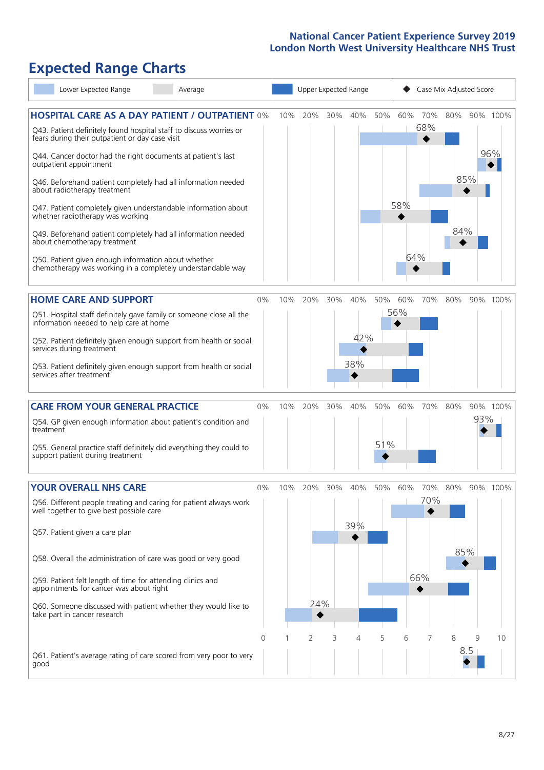# Expected Range Charts

Lower Expected Range | Average | Upper Expected Range | ◆ Case Mix Adjusted Score

## HOSPITAL CARE AS A DAY PATIENT / OUTPATIENT

| Question | Case Mix Adjusted Score |
| --- | --- |
| Q43. Patient definitely found hospital staff to discuss worries or fears during their outpatient or day case visit | 68% |
| Q44. Cancer doctor had the right documents at patient's last outpatient appointment | 96% |
| Q46. Beforehand patient completely had all information needed about radiotherapy treatment | 85% |
| Q47. Patient completely given understandable information about whether radiotherapy treatment was working | 58% |
| Q49. Beforehand patient completely had all information needed about chemotherapy treatment | 84% |
| Q50. Patient given enough information about whether chemotherapy was working in a completely understandable way | 64% |

## HOME CARE AND SUPPORT

| Question | Case Mix Adjusted Score |
| --- | --- |
| Q51. Hospital staff definitely gave family or someone close all the information needed to help care at home | 56% |
| Q52. Patient definitely given enough support from health or social services during treatment | 42% |
| Q53. Patient definitely given enough support from health or social services after treatment | 38% |

## CARE FROM YOUR GENERAL PRACTICE

| Question | Case Mix Adjusted Score |
| --- | --- |
| Q54. GP given enough information about patient's condition and treatment | 93% |
| Q55. General practice staff definitely did everything they could to support patient during treatment | 51% |

## YOUR OVERALL NHS CARE

| Question | Case Mix Adjusted Score |
| --- | --- |
| Q56. Different people treating and caring for patient always work well together to give best possible care | 70% |
| Q57. Patient given a care plan | 39% |
| Q58. Overall the administration of care was good or very good | 85% |
| Q59. Patient felt length of time for attending clinics and appointments for cancer was about right | 66% |
| Q60. Someone discussed with patient whether they would like to take part in cancer research | 24% |
| Q61. Patient's average rating of care scored from very poor to very good (scale 0–10) | 8.5 |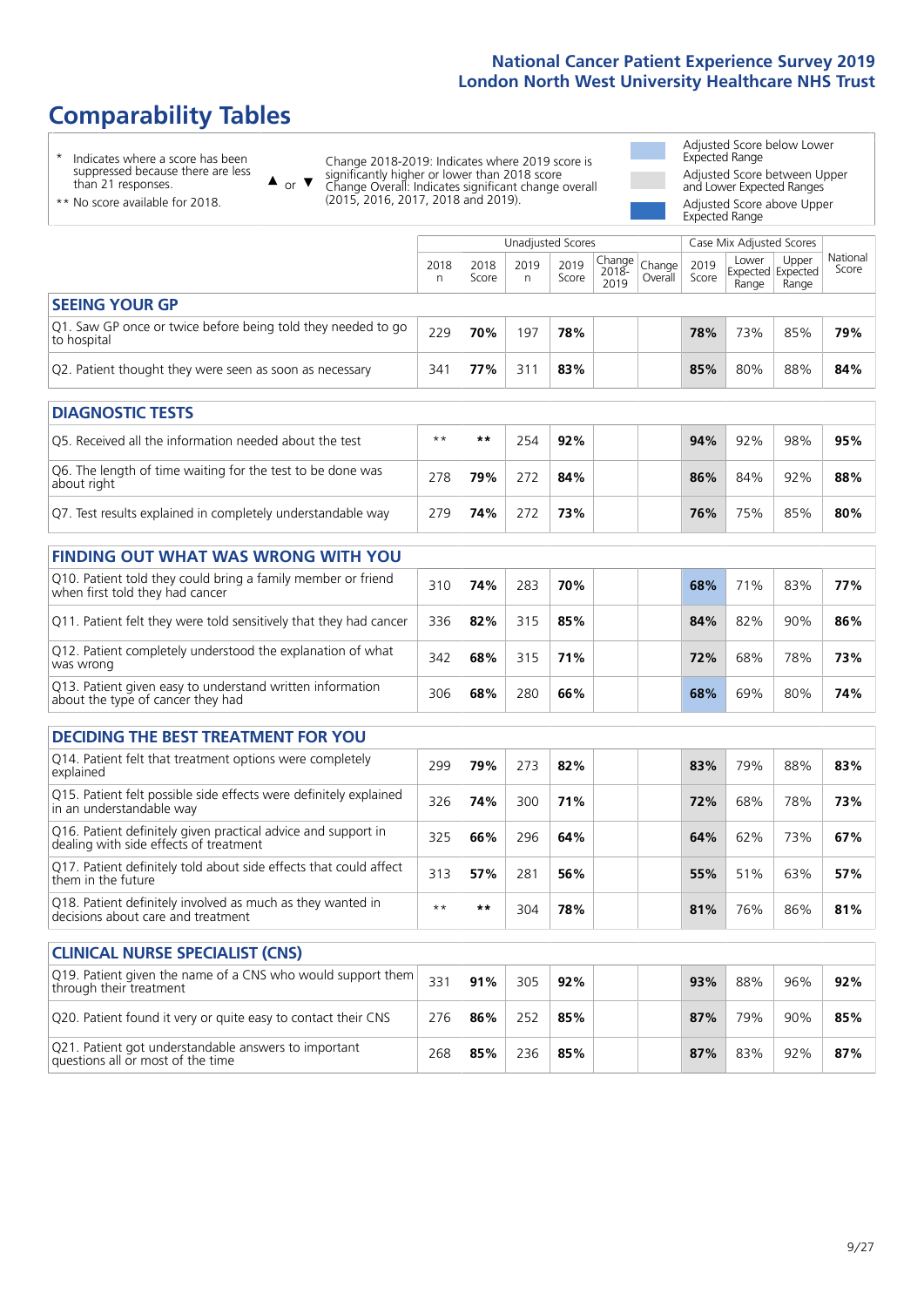# National Cancer Patient Experience Survey 2019
## London North West University Healthcare NHS Trust

# Comparability Tables

\* Indicates where a score has been suppressed because there are less than 21 responses.

** No score available for 2018.

▲ or ▼ Change 2018-2019: Indicates where 2019 score is significantly higher or lower than 2018 score. Change Overall: Indicates significant change overall (2015, 2016, 2017, 2018 and 2019).

- Adjusted Score below Lower Expected Range
- Adjusted Score between Upper and Lower Expected Ranges
- Adjusted Score above Upper Expected Range

| | Unadjusted Scores | | | | | | Case Mix Adjusted Scores | | | |
|---|---|---|---|---|---|---|---|---|---|---|
| | 2018 n | 2018 Score | 2019 n | 2019 Score | Change 2018-2019 | Change Overall | 2019 Score | Lower Expected Range | Upper Expected Range | National Score |
| **SEEING YOUR GP** | | | | | | | | | | |
| Q1. Saw GP once or twice before being told they needed to go to hospital | 229 | **70%** | 197 | **78%** | | | **78%** | 73% | 85% | **79%** |
| Q2. Patient thought they were seen as soon as necessary | 341 | **77%** | 311 | **83%** | | | **85%** | 80% | 88% | **84%** |
| **DIAGNOSTIC TESTS** | | | | | | | | | | |
| Q5. Received all the information needed about the test | ** | ** | 254 | **92%** | | | **94%** | 92% | 98% | **95%** |
| Q6. The length of time waiting for the test to be done was about right | 278 | **79%** | 272 | **84%** | | | **86%** | 84% | 92% | **88%** |
| Q7. Test results explained in completely understandable way | 279 | **74%** | 272 | **73%** | | | **76%** | 75% | 85% | **80%** |
| **FINDING OUT WHAT WAS WRONG WITH YOU** | | | | | | | | | | |
| Q10. Patient told they could bring a family member or friend when first told they had cancer | 310 | **74%** | 283 | **70%** | | | **68%** | 71% | 83% | **77%** |
| Q11. Patient felt they were told sensitively that they had cancer | 336 | **82%** | 315 | **85%** | | | **84%** | 82% | 90% | **86%** |
| Q12. Patient completely understood the explanation of what was wrong | 342 | **68%** | 315 | **71%** | | | **72%** | 68% | 78% | **73%** |
| Q13. Patient given easy to understand written information about the type of cancer they had | 306 | **68%** | 280 | **66%** | | | **68%** | 69% | 80% | **74%** |
| **DECIDING THE BEST TREATMENT FOR YOU** | | | | | | | | | | |
| Q14. Patient felt that treatment options were completely explained | 299 | **79%** | 273 | **82%** | | | **83%** | 79% | 88% | **83%** |
| Q15. Patient felt possible side effects were definitely explained in an understandable way | 326 | **74%** | 300 | **71%** | | | **72%** | 68% | 78% | **73%** |
| Q16. Patient definitely given practical advice and support in dealing with side effects of treatment | 325 | **66%** | 296 | **64%** | | | **64%** | 62% | 73% | **67%** |
| Q17. Patient definitely told about side effects that could affect them in the future | 313 | **57%** | 281 | **56%** | | | **55%** | 51% | 63% | **57%** |
| Q18. Patient definitely involved as much as they wanted in decisions about care and treatment | ** | ** | 304 | **78%** | | | **81%** | 76% | 86% | **81%** |
| **CLINICAL NURSE SPECIALIST (CNS)** | | | | | | | | | | |
| Q19. Patient given the name of a CNS who would support them through their treatment | 331 | **91%** | 305 | **92%** | | | **93%** | 88% | 96% | **92%** |
| Q20. Patient found it very or quite easy to contact their CNS | 276 | **86%** | 252 | **85%** | | | **87%** | 79% | 90% | **85%** |
| Q21. Patient got understandable answers to important questions all or most of the time | 268 | **85%** | 236 | **85%** | | | **87%** | 83% | 92% | **87%** |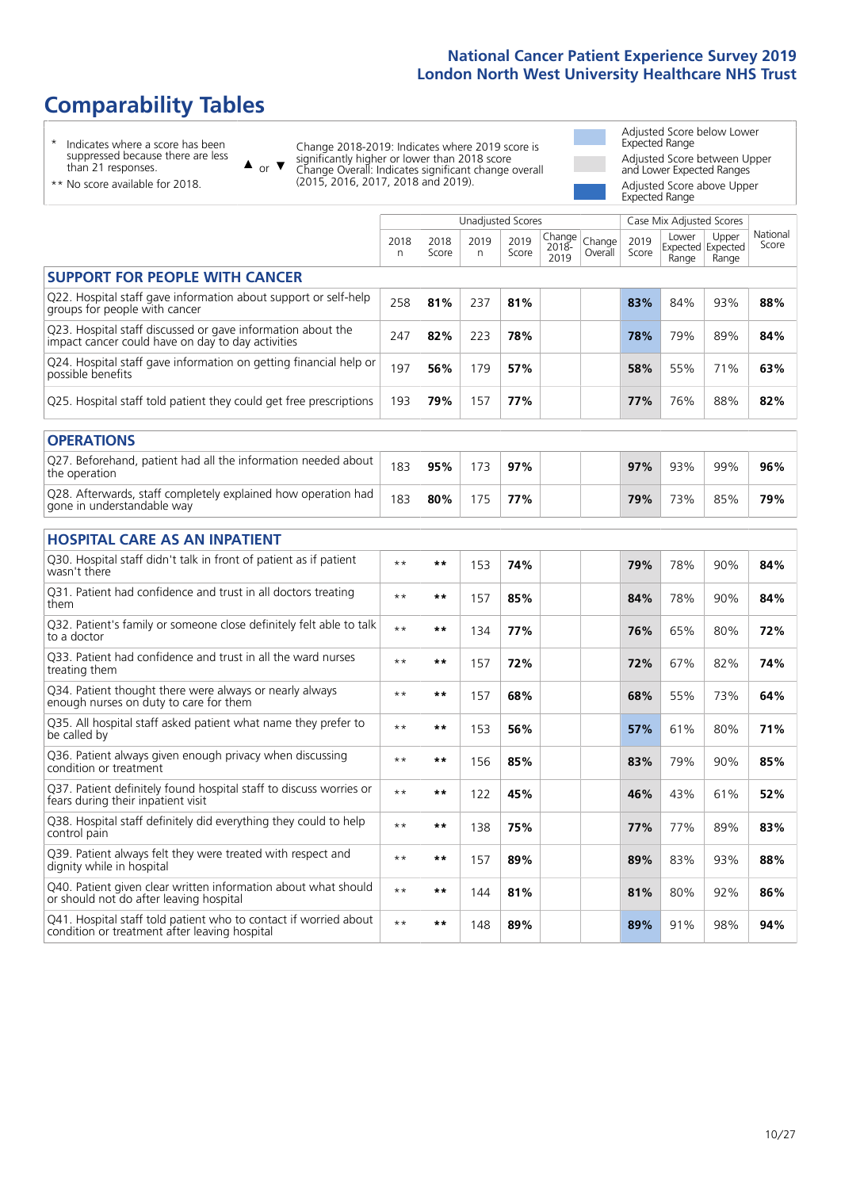# National Cancer Patient Experience Survey 2019
## London North West University Healthcare NHS Trust

# Comparability Tables

- \* Indicates where a score has been suppressed because there are less than 21 responses.
- \*\* No score available for 2018.

▲ or ▼ Change 2018-2019: Indicates where 2019 score is significantly higher or lower than 2018 score. Change Overall: Indicates significant change overall (2015, 2016, 2017, 2018 and 2019).

- Adjusted Score below Lower Expected Range
- Adjusted Score between Upper and Lower Expected Ranges
- Adjusted Score above Upper Expected Range

| | Unadjusted Scores | | | | | | Case Mix Adjusted Scores | | | |
|---|---|---|---|---|---|---|---|---|---|---|
| | 2018 n | 2018 Score | 2019 n | 2019 Score | Change 2018-2019 | Change Overall | 2019 Score | Lower Expected Range | Upper Expected Range | National Score |
| **SUPPORT FOR PEOPLE WITH CANCER** | | | | | | | | | | |
| Q22. Hospital staff gave information about support or self-help groups for people with cancer | 258 | **81%** | 237 | **81%** | | | **83%** | 84% | 93% | **88%** |
| Q23. Hospital staff discussed or gave information about the impact cancer could have on day to day activities | 247 | **82%** | 223 | **78%** | | | **78%** | 79% | 89% | **84%** |
| Q24. Hospital staff gave information on getting financial help or possible benefits | 197 | **56%** | 179 | **57%** | | | **58%** | 55% | 71% | **63%** |
| Q25. Hospital staff told patient they could get free prescriptions | 193 | **79%** | 157 | **77%** | | | **77%** | 76% | 88% | **82%** |
| **OPERATIONS** | | | | | | | | | | |
| Q27. Beforehand, patient had all the information needed about the operation | 183 | **95%** | 173 | **97%** | | | **97%** | 93% | 99% | **96%** |
| Q28. Afterwards, staff completely explained how operation had gone in understandable way | 183 | **80%** | 175 | **77%** | | | **79%** | 73% | 85% | **79%** |
| **HOSPITAL CARE AS AN INPATIENT** | | | | | | | | | | |
| Q30. Hospital staff didn't talk in front of patient as if patient wasn't there | ** | ** | 153 | **74%** | | | **79%** | 78% | 90% | **84%** |
| Q31. Patient had confidence and trust in all doctors treating them | ** | ** | 157 | **85%** | | | **84%** | 78% | 90% | **84%** |
| Q32. Patient's family or someone close definitely felt able to talk to a doctor | ** | ** | 134 | **77%** | | | **76%** | 65% | 80% | **72%** |
| Q33. Patient had confidence and trust in all the ward nurses treating them | ** | ** | 157 | **72%** | | | **72%** | 67% | 82% | **74%** |
| Q34. Patient thought there were always or nearly always enough nurses on duty to care for them | ** | ** | 157 | **68%** | | | **68%** | 55% | 73% | **64%** |
| Q35. All hospital staff asked patient what name they prefer to be called by | ** | ** | 153 | **56%** | | | **57%** | 61% | 80% | **71%** |
| Q36. Patient always given enough privacy when discussing condition or treatment | ** | ** | 156 | **85%** | | | **83%** | 79% | 90% | **85%** |
| Q37. Patient definitely found hospital staff to discuss worries or fears during their inpatient visit | ** | ** | 122 | **45%** | | | **46%** | 43% | 61% | **52%** |
| Q38. Hospital staff definitely did everything they could to help control pain | ** | ** | 138 | **75%** | | | **77%** | 77% | 89% | **83%** |
| Q39. Patient always felt they were treated with respect and dignity while in hospital | ** | ** | 157 | **89%** | | | **89%** | 83% | 93% | **88%** |
| Q40. Patient given clear written information about what should or should not do after leaving hospital | ** | ** | 144 | **81%** | | | **81%** | 80% | 92% | **86%** |
| Q41. Hospital staff told patient who to contact if worried about condition or treatment after leaving hospital | ** | ** | 148 | **89%** | | | **89%** | 91% | 98% | **94%** |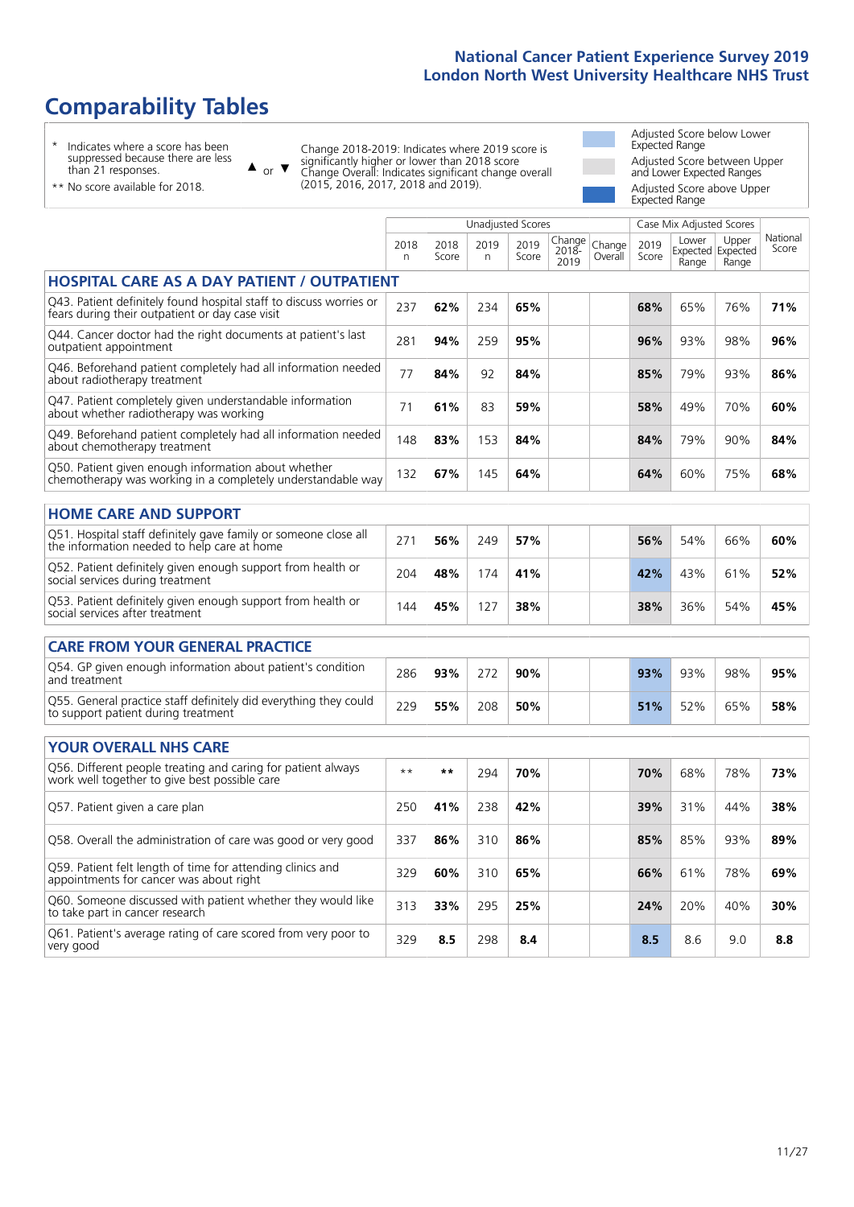# Comparability Tables

- \* Indicates where a score has been suppressed because there are less than 21 responses.
- \*\* No score available for 2018.

▲ or ▼ Change 2018-2019: Indicates where 2019 score is significantly higher or lower than 2018 score. Change Overall: Indicates significant change overall (2015, 2016, 2017, 2018 and 2019).

- Adjusted Score below Lower Expected Range
- Adjusted Score between Upper and Lower Expected Ranges
- Adjusted Score above Upper Expected Range

| | Unadjusted Scores | | | | | | Case Mix Adjusted Scores | | | |
|---|---|---|---|---|---|---|---|---|---|---|
| | 2018 n | 2018 Score | 2019 n | 2019 Score | Change 2018-2019 | Change Overall | 2019 Score | Lower Expected Range | Upper Expected Range | National Score |
| **HOSPITAL CARE AS A DAY PATIENT / OUTPATIENT** | | | | | | | | | | |
| Q43. Patient definitely found hospital staff to discuss worries or fears during their outpatient or day case visit | 237 | **62%** | 234 | **65%** | | | **68%** | 65% | 76% | **71%** |
| Q44. Cancer doctor had the right documents at patient's last outpatient appointment | 281 | **94%** | 259 | **95%** | | | **96%** | 93% | 98% | **96%** |
| Q46. Beforehand patient completely had all information needed about radiotherapy treatment | 77 | **84%** | 92 | **84%** | | | **85%** | 79% | 93% | **86%** |
| Q47. Patient completely given understandable information about whether radiotherapy was working | 71 | **61%** | 83 | **59%** | | | **58%** | 49% | 70% | **60%** |
| Q49. Beforehand patient completely had all information needed about chemotherapy treatment | 148 | **83%** | 153 | **84%** | | | **84%** | 79% | 90% | **84%** |
| Q50. Patient given enough information about whether chemotherapy was working in a completely understandable way | 132 | **67%** | 145 | **64%** | | | **64%** | 60% | 75% | **68%** |
| **HOME CARE AND SUPPORT** | | | | | | | | | | |
| Q51. Hospital staff definitely gave family or someone close all the information needed to help care at home | 271 | **56%** | 249 | **57%** | | | **56%** | 54% | 66% | **60%** |
| Q52. Patient definitely given enough support from health or social services during treatment | 204 | **48%** | 174 | **41%** | | | **42%** | 43% | 61% | **52%** |
| Q53. Patient definitely given enough support from health or social services after treatment | 144 | **45%** | 127 | **38%** | | | **38%** | 36% | 54% | **45%** |
| **CARE FROM YOUR GENERAL PRACTICE** | | | | | | | | | | |
| Q54. GP given enough information about patient's condition and treatment | 286 | **93%** | 272 | **90%** | | | **93%** | 93% | 98% | **95%** |
| Q55. General practice staff definitely did everything they could to support patient during treatment | 229 | **55%** | 208 | **50%** | | | **51%** | 52% | 65% | **58%** |
| **YOUR OVERALL NHS CARE** | | | | | | | | | | |
| Q56. Different people treating and caring for patient always work well together to give best possible care | ** | ** | 294 | **70%** | | | **70%** | 68% | 78% | **73%** |
| Q57. Patient given a care plan | 250 | **41%** | 238 | **42%** | | | **39%** | 31% | 44% | **38%** |
| Q58. Overall the administration of care was good or very good | 337 | **86%** | 310 | **86%** | | | **85%** | 85% | 93% | **89%** |
| Q59. Patient felt length of time for attending clinics and appointments for cancer was about right | 329 | **60%** | 310 | **65%** | | | **66%** | 61% | 78% | **69%** |
| Q60. Someone discussed with patient whether they would like to take part in cancer research | 313 | **33%** | 295 | **25%** | | | **24%** | 20% | 40% | **30%** |
| Q61. Patient's average rating of care scored from very poor to very good | 329 | **8.5** | 298 | **8.4** | | | **8.5** | 8.6 | 9.0 | **8.8** |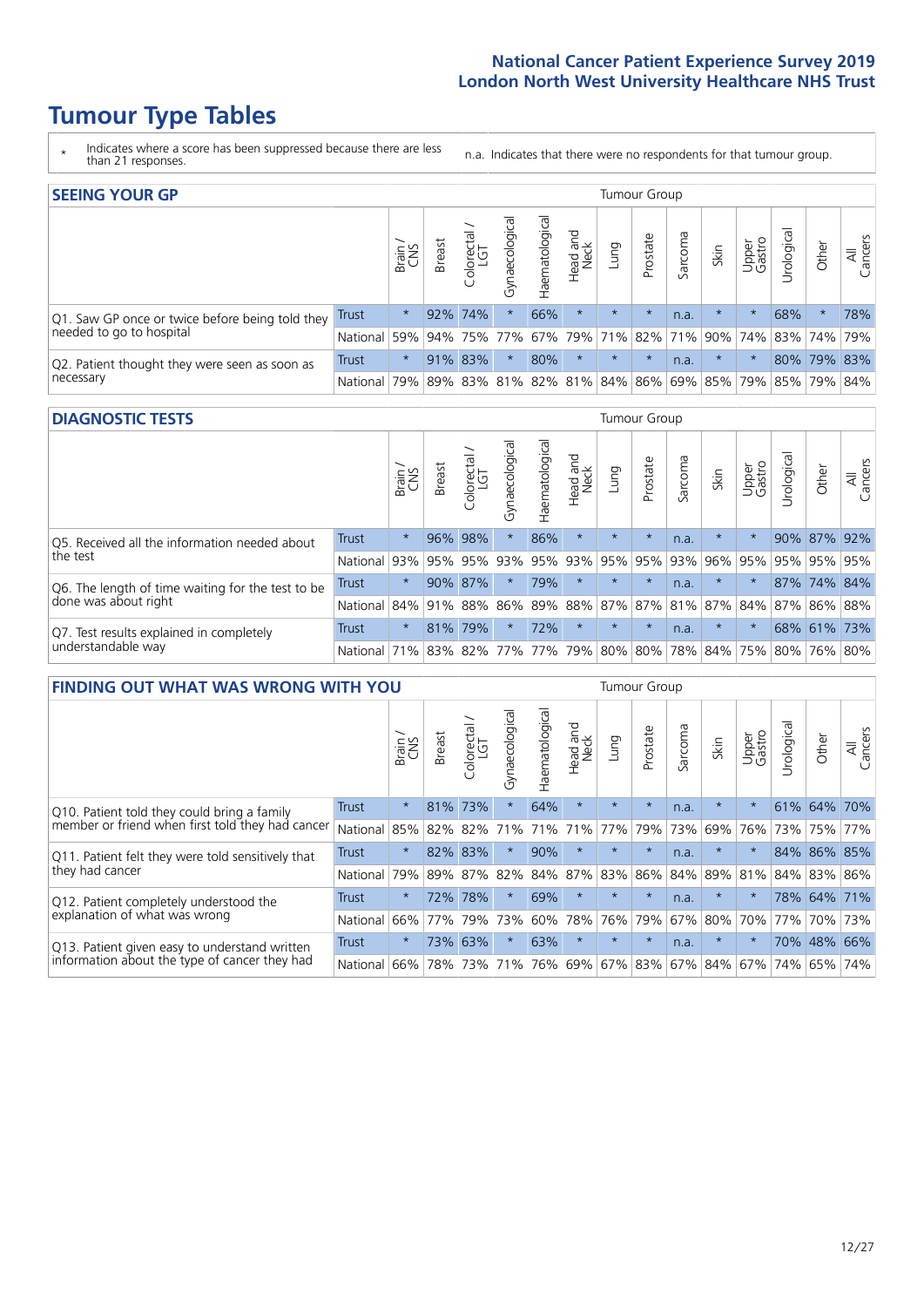National Cancer Patient Experience Survey 2019
London North West University Healthcare NHS Trust

# Tumour Type Tables

\* Indicates where a score has been suppressed because there are less than 21 responses.

n.a. Indicates that there were no respondents for that tumour group.

## SEEING YOUR GP

| | | Brain / CNS | Breast | Colorectal / LGT | Gynaecological | Haematological | Head and Neck | Lung | Prostate | Sarcoma | Skin | Upper Gastro | Urological | Other | All Cancers |
|---|---|---|---|---|---|---|---|---|---|---|---|---|---|---|---|
| Q1. Saw GP once or twice before being told they needed to go to hospital | Trust | * | 92% | 74% | * | 66% | * | * | * | n.a. | * | * | 68% | * | 78% |
| | National | 59% | 94% | 75% | 77% | 67% | 79% | 71% | 82% | 71% | 90% | 74% | 83% | 74% | 79% |
| Q2. Patient thought they were seen as soon as necessary | Trust | * | 91% | 83% | * | 80% | * | * | * | n.a. | * | * | 80% | 79% | 83% |
| | National | 79% | 89% | 83% | 81% | 82% | 81% | 84% | 86% | 69% | 85% | 79% | 85% | 79% | 84% |

## DIAGNOSTIC TESTS

| | | Brain / CNS | Breast | Colorectal / LGT | Gynaecological | Haematological | Head and Neck | Lung | Prostate | Sarcoma | Skin | Upper Gastro | Urological | Other | All Cancers |
|---|---|---|---|---|---|---|---|---|---|---|---|---|---|---|---|
| Q5. Received all the information needed about the test | Trust | * | 96% | 98% | * | 86% | * | * | * | n.a. | * | * | 90% | 87% | 92% |
| | National | 93% | 95% | 95% | 93% | 95% | 93% | 95% | 95% | 93% | 96% | 95% | 95% | 95% | 95% |
| Q6. The length of time waiting for the test to be done was about right | Trust | * | 90% | 87% | * | 79% | * | * | * | n.a. | * | * | 87% | 74% | 84% |
| | National | 84% | 91% | 88% | 86% | 89% | 88% | 87% | 87% | 81% | 87% | 84% | 87% | 86% | 88% |
| Q7. Test results explained in completely understandable way | Trust | * | 81% | 79% | * | 72% | * | * | * | n.a. | * | * | 68% | 61% | 73% |
| | National | 71% | 83% | 82% | 77% | 77% | 79% | 80% | 80% | 78% | 84% | 75% | 80% | 76% | 80% |

## FINDING OUT WHAT WAS WRONG WITH YOU

| | | Brain / CNS | Breast | Colorectal / LGT | Gynaecological | Haematological | Head and Neck | Lung | Prostate | Sarcoma | Skin | Upper Gastro | Urological | Other | All Cancers |
|---|---|---|---|---|---|---|---|---|---|---|---|---|---|---|---|
| Q10. Patient told they could bring a family member or friend when first told they had cancer | Trust | * | 81% | 73% | * | 64% | * | * | * | n.a. | * | * | 61% | 64% | 70% |
| | National | 85% | 82% | 82% | 71% | 71% | 71% | 77% | 79% | 73% | 69% | 76% | 73% | 75% | 77% |
| Q11. Patient felt they were told sensitively that they had cancer | Trust | * | 82% | 83% | * | 90% | * | * | * | n.a. | * | * | 84% | 86% | 85% |
| | National | 79% | 89% | 87% | 82% | 84% | 87% | 83% | 86% | 84% | 89% | 81% | 84% | 83% | 86% |
| Q12. Patient completely understood the explanation of what was wrong | Trust | * | 72% | 78% | * | 69% | * | * | * | n.a. | * | * | 78% | 64% | 71% |
| | National | 66% | 77% | 79% | 73% | 60% | 78% | 76% | 79% | 67% | 80% | 70% | 77% | 70% | 73% |
| Q13. Patient given easy to understand written information about the type of cancer they had | Trust | * | 73% | 63% | * | 63% | * | * | * | n.a. | * | * | 70% | 48% | 66% |
| | National | 66% | 78% | 73% | 71% | 76% | 69% | 67% | 83% | 67% | 84% | 67% | 74% | 65% | 74% |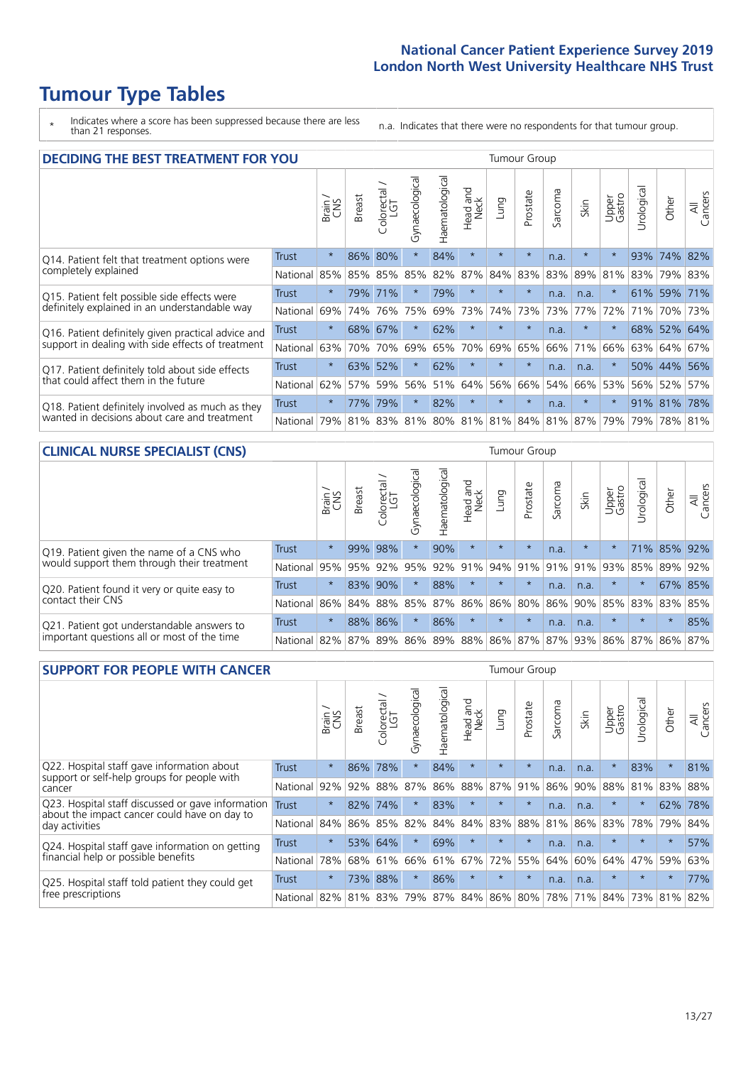# Tumour Type Tables

- \* Indicates where a score has been suppressed because there are less than 21 responses.
- n.a. Indicates that there were no respondents for that tumour group.

## DECIDING THE BEST TREATMENT FOR YOU

| | | Brain / CNS | Breast | Colorectal / LGT | Gynaecological | Haematological | Head and Neck | Lung | Prostate | Sarcoma | Skin | Upper Gastro | Urological | Other | All Cancers |
|---|---|---|---|---|---|---|---|---|---|---|---|---|---|---|---|
| Q14. Patient felt that treatment options were completely explained | Trust | * | 86% | 80% | * | 84% | * | * | * | n.a. | * | * | 93% | 74% | 82% |
| | National | 85% | 85% | 85% | 85% | 82% | 87% | 84% | 83% | 83% | 89% | 81% | 83% | 79% | 83% |
| Q15. Patient felt possible side effects were definitely explained in an understandable way | Trust | * | 79% | 71% | * | 79% | * | * | * | n.a. | n.a. | * | 61% | 59% | 71% |
| | National | 69% | 74% | 76% | 75% | 69% | 73% | 74% | 73% | 73% | 77% | 72% | 71% | 70% | 73% |
| Q16. Patient definitely given practical advice and support in dealing with side effects of treatment | Trust | * | 68% | 67% | * | 62% | * | * | * | n.a. | * | * | 68% | 52% | 64% |
| | National | 63% | 70% | 70% | 69% | 65% | 70% | 69% | 65% | 66% | 71% | 66% | 63% | 64% | 67% |
| Q17. Patient definitely told about side effects that could affect them in the future | Trust | * | 63% | 52% | * | 62% | * | * | * | n.a. | n.a. | * | 50% | 44% | 56% |
| | National | 62% | 57% | 59% | 56% | 51% | 64% | 56% | 66% | 54% | 66% | 53% | 56% | 52% | 57% |
| Q18. Patient definitely involved as much as they wanted in decisions about care and treatment | Trust | * | 77% | 79% | * | 82% | * | * | * | n.a. | * | * | 91% | 81% | 78% |
| | National | 79% | 81% | 83% | 81% | 80% | 81% | 81% | 84% | 81% | 87% | 79% | 79% | 78% | 81% |

## CLINICAL NURSE SPECIALIST (CNS)

| | | Brain / CNS | Breast | Colorectal / LGT | Gynaecological | Haematological | Head and Neck | Lung | Prostate | Sarcoma | Skin | Upper Gastro | Urological | Other | All Cancers |
|---|---|---|---|---|---|---|---|---|---|---|---|---|---|---|---|
| Q19. Patient given the name of a CNS who would support them through their treatment | Trust | * | 99% | 98% | * | 90% | * | * | * | n.a. | * | * | 71% | 85% | 92% |
| | National | 95% | 95% | 92% | 95% | 92% | 91% | 94% | 91% | 91% | 91% | 93% | 85% | 89% | 92% |
| Q20. Patient found it very or quite easy to contact their CNS | Trust | * | 83% | 90% | * | 88% | * | * | * | n.a. | n.a. | * | * | 67% | 85% |
| | National | 86% | 84% | 88% | 85% | 87% | 86% | 86% | 80% | 86% | 90% | 85% | 83% | 83% | 85% |
| Q21. Patient got understandable answers to important questions all or most of the time | Trust | * | 88% | 86% | * | 86% | * | * | * | n.a. | n.a. | * | * | * | 85% |
| | National | 82% | 87% | 89% | 86% | 89% | 88% | 86% | 87% | 87% | 93% | 86% | 87% | 86% | 87% |

## SUPPORT FOR PEOPLE WITH CANCER

| | | Brain / CNS | Breast | Colorectal / LGT | Gynaecological | Haematological | Head and Neck | Lung | Prostate | Sarcoma | Skin | Upper Gastro | Urological | Other | All Cancers |
|---|---|---|---|---|---|---|---|---|---|---|---|---|---|---|---|
| Q22. Hospital staff gave information about support or self-help groups for people with cancer | Trust | * | 86% | 78% | * | 84% | * | * | * | n.a. | n.a. | * | 83% | * | 81% |
| | National | 92% | 92% | 88% | 87% | 86% | 88% | 87% | 91% | 86% | 90% | 88% | 81% | 83% | 88% |
| Q23. Hospital staff discussed or gave information about the impact cancer could have on day to day activities | Trust | * | 82% | 74% | * | 83% | * | * | * | n.a. | n.a. | * | * | 62% | 78% |
| | National | 84% | 86% | 85% | 82% | 84% | 84% | 83% | 88% | 81% | 86% | 83% | 78% | 79% | 84% |
| Q24. Hospital staff gave information on getting financial help or possible benefits | Trust | * | 53% | 64% | * | 69% | * | * | * | n.a. | n.a. | * | * | * | 57% |
| | National | 78% | 68% | 61% | 66% | 61% | 67% | 72% | 55% | 64% | 60% | 64% | 47% | 59% | 63% |
| Q25. Hospital staff told patient they could get free prescriptions | Trust | * | 73% | 88% | * | 86% | * | * | * | n.a. | n.a. | * | * | * | 77% |
| | National | 82% | 81% | 83% | 79% | 87% | 84% | 86% | 80% | 78% | 71% | 84% | 73% | 81% | 82% |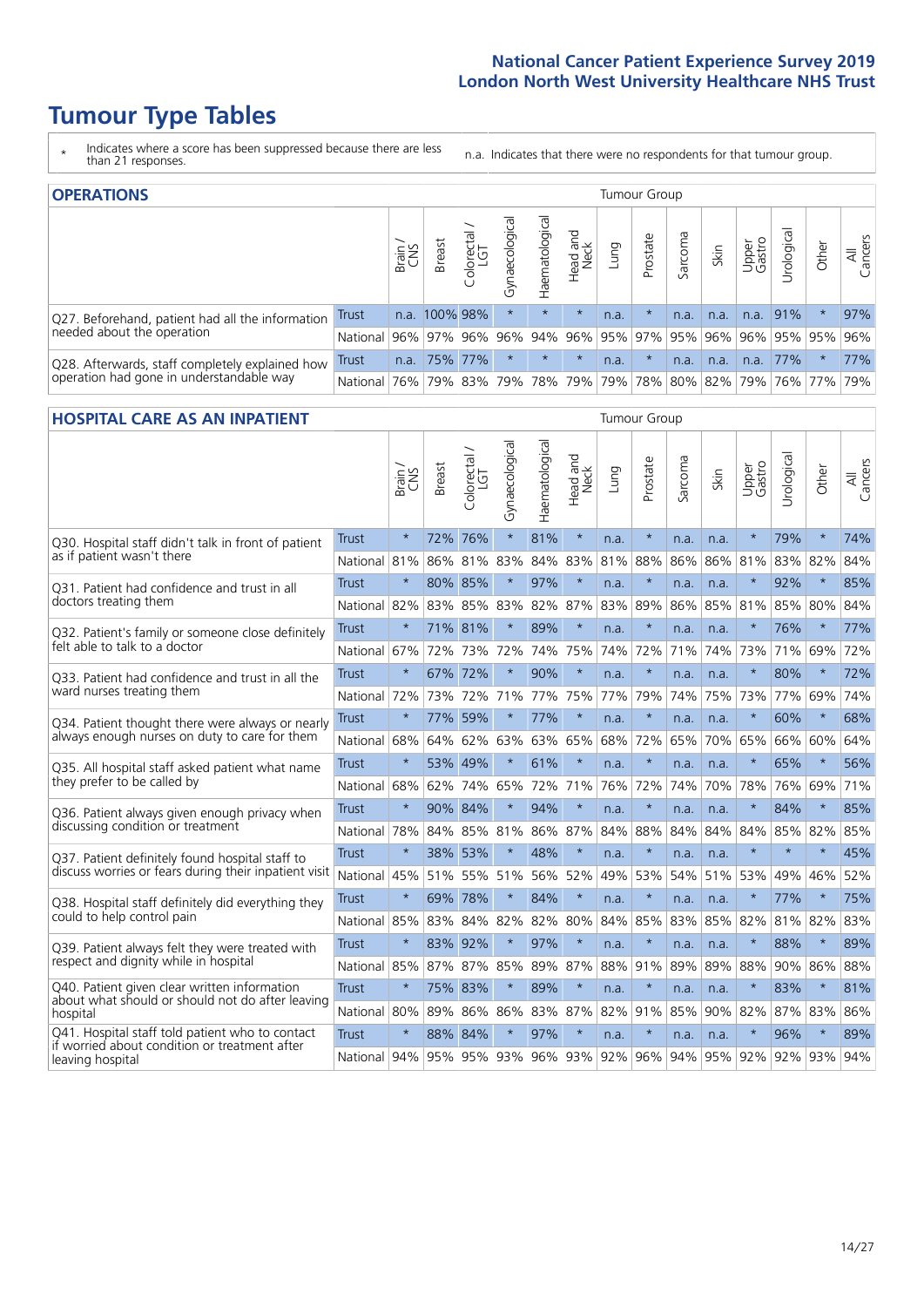# Tumour Type Tables

\* Indicates where a score has been suppressed because there are less than 21 responses.

n.a. Indicates that there were no respondents for that tumour group.

## OPERATIONS

| | | Brain / CNS | Breast | Colorectal / LGT | Gynaecological | Haematological | Head and Neck | Lung | Prostate | Sarcoma | Skin | Upper Gastro | Urological | Other | All Cancers |
|---|---|---|---|---|---|---|---|---|---|---|---|---|---|---|---|
| Q27. Beforehand, patient had all the information needed about the operation | Trust | n.a. | 100% | 98% | * | * | * | n.a. | * | n.a. | n.a. | n.a. | 91% | * | 97% |
| | National | 96% | 97% | 96% | 96% | 94% | 96% | 95% | 97% | 95% | 96% | 96% | 95% | 95% | 96% |
| Q28. Afterwards, staff completely explained how operation had gone in understandable way | Trust | n.a. | 75% | 77% | * | * | * | n.a. | * | n.a. | n.a. | n.a. | 77% | * | 77% |
| | National | 76% | 79% | 83% | 79% | 78% | 79% | 79% | 78% | 80% | 82% | 79% | 76% | 77% | 79% |

## HOSPITAL CARE AS AN INPATIENT

| | | Brain / CNS | Breast | Colorectal / LGT | Gynaecological | Haematological | Head and Neck | Lung | Prostate | Sarcoma | Skin | Upper Gastro | Urological | Other | All Cancers |
|---|---|---|---|---|---|---|---|---|---|---|---|---|---|---|---|
| Q30. Hospital staff didn't talk in front of patient as if patient wasn't there | Trust | * | 72% | 76% | * | 81% | * | n.a. | * | n.a. | n.a. | * | 79% | * | 74% |
| | National | 81% | 86% | 81% | 83% | 84% | 83% | 81% | 88% | 86% | 86% | 81% | 83% | 82% | 84% |
| Q31. Patient had confidence and trust in all doctors treating them | Trust | * | 80% | 85% | * | 97% | * | n.a. | * | n.a. | n.a. | * | 92% | * | 85% |
| | National | 82% | 83% | 85% | 83% | 82% | 87% | 83% | 89% | 86% | 85% | 81% | 85% | 80% | 84% |
| Q32. Patient's family or someone close definitely felt able to talk to a doctor | Trust | * | 71% | 81% | * | 89% | * | n.a. | * | n.a. | n.a. | * | 76% | * | 77% |
| | National | 67% | 72% | 73% | 72% | 74% | 75% | 74% | 72% | 71% | 74% | 73% | 71% | 69% | 72% |
| Q33. Patient had confidence and trust in all the ward nurses treating them | Trust | * | 67% | 72% | * | 90% | * | n.a. | * | n.a. | n.a. | * | 80% | * | 72% |
| | National | 72% | 73% | 72% | 71% | 77% | 75% | 77% | 79% | 74% | 75% | 73% | 77% | 69% | 74% |
| Q34. Patient thought there were always or nearly always enough nurses on duty to care for them | Trust | * | 77% | 59% | * | 77% | * | n.a. | * | n.a. | n.a. | * | 60% | * | 68% |
| | National | 68% | 64% | 62% | 63% | 63% | 65% | 68% | 72% | 65% | 70% | 65% | 66% | 60% | 64% |
| Q35. All hospital staff asked patient what name they prefer to be called by | Trust | * | 53% | 49% | * | 61% | * | n.a. | * | n.a. | n.a. | * | 65% | * | 56% |
| | National | 68% | 62% | 74% | 65% | 72% | 71% | 76% | 72% | 74% | 70% | 78% | 76% | 69% | 71% |
| Q36. Patient always given enough privacy when discussing condition or treatment | Trust | * | 90% | 84% | * | 94% | * | n.a. | * | n.a. | n.a. | * | 84% | * | 85% |
| | National | 78% | 84% | 85% | 81% | 86% | 87% | 84% | 88% | 84% | 84% | 84% | 85% | 82% | 85% |
| Q37. Patient definitely found hospital staff to discuss worries or fears during their inpatient visit | Trust | * | 38% | 53% | * | 48% | * | n.a. | * | n.a. | n.a. | * | * | * | 45% |
| | National | 45% | 51% | 55% | 51% | 56% | 52% | 49% | 53% | 54% | 51% | 53% | 49% | 46% | 52% |
| Q38. Hospital staff definitely did everything they could to help control pain | Trust | * | 69% | 78% | * | 84% | * | n.a. | * | n.a. | n.a. | * | 77% | * | 75% |
| | National | 85% | 83% | 84% | 82% | 82% | 80% | 84% | 85% | 83% | 85% | 82% | 81% | 82% | 83% |
| Q39. Patient always felt they were treated with respect and dignity while in hospital | Trust | * | 83% | 92% | * | 97% | * | n.a. | * | n.a. | n.a. | * | 88% | * | 89% |
| | National | 85% | 87% | 87% | 85% | 89% | 87% | 88% | 91% | 89% | 89% | 88% | 90% | 86% | 88% |
| Q40. Patient given clear written information about what should or should not do after leaving hospital | Trust | * | 75% | 83% | * | 89% | * | n.a. | * | n.a. | n.a. | * | 83% | * | 81% |
| | National | 80% | 89% | 86% | 86% | 83% | 87% | 82% | 91% | 85% | 90% | 82% | 87% | 83% | 86% |
| Q41. Hospital staff told patient who to contact if worried about condition or treatment after leaving hospital | Trust | * | 88% | 84% | * | 97% | * | n.a. | * | n.a. | n.a. | * | 96% | * | 89% |
| | National | 94% | 95% | 95% | 93% | 96% | 93% | 92% | 96% | 94% | 95% | 92% | 92% | 93% | 94% |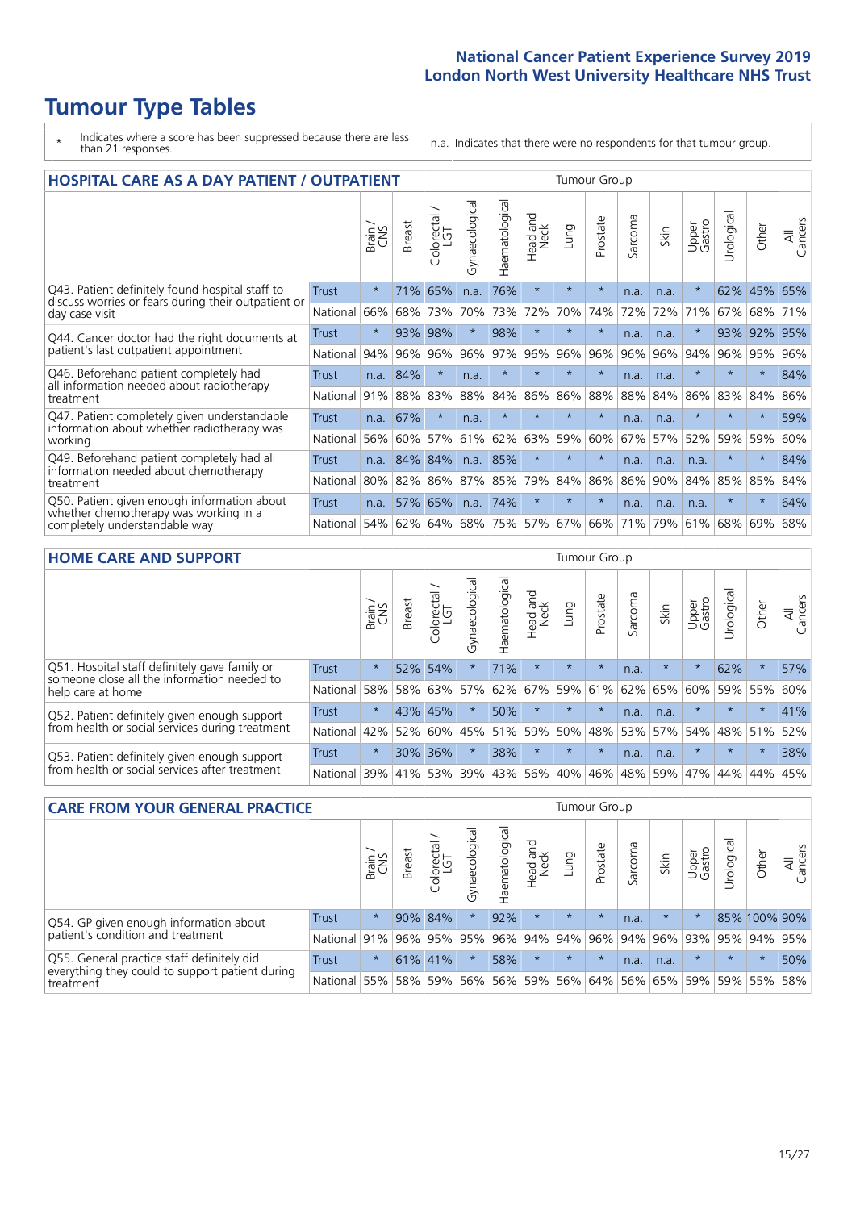# Tumour Type Tables

\* Indicates where a score has been suppressed because there are less than 21 responses.

n.a. Indicates that there were no respondents for that tumour group.

## HOSPITAL CARE AS A DAY PATIENT / OUTPATIENT

| | | Brain / CNS | Breast | Colorectal / LGT | Gynaecological | Haematological | Head and Neck | Lung | Prostate | Sarcoma | Skin | Upper Gastro | Urological | Other | All Cancers |
|---|---|---|---|---|---|---|---|---|---|---|---|---|---|---|---|
| Q43. Patient definitely found hospital staff to discuss worries or fears during their outpatient or day case visit | Trust | * | 71% | 65% | n.a. | 76% | * | * | * | n.a. | n.a. | * | 62% | 45% | 65% |
| | National | 66% | 68% | 73% | 70% | 73% | 72% | 70% | 74% | 72% | 72% | 71% | 67% | 68% | 71% |
| Q44. Cancer doctor had the right documents at patient's last outpatient appointment | Trust | * | 93% | 98% | * | 98% | * | * | * | n.a. | n.a. | * | 93% | 92% | 95% |
| | National | 94% | 96% | 96% | 96% | 97% | 96% | 96% | 96% | 96% | 96% | 94% | 96% | 95% | 96% |
| Q46. Beforehand patient completely had all information needed about radiotherapy treatment | Trust | n.a. | 84% | * | n.a. | * | * | * | * | n.a. | n.a. | * | * | * | 84% |
| | National | 91% | 88% | 83% | 88% | 84% | 86% | 86% | 88% | 88% | 84% | 86% | 83% | 84% | 86% |
| Q47. Patient completely given understandable information about whether radiotherapy was working | Trust | n.a. | 67% | * | n.a. | * | * | * | * | n.a. | n.a. | * | * | * | 59% |
| | National | 56% | 60% | 57% | 61% | 62% | 63% | 59% | 60% | 67% | 57% | 52% | 59% | 59% | 60% |
| Q49. Beforehand patient completely had all information needed about chemotherapy treatment | Trust | n.a. | 84% | 84% | n.a. | 85% | * | * | * | n.a. | n.a. | n.a. | * | * | 84% |
| | National | 80% | 82% | 86% | 87% | 85% | 79% | 84% | 86% | 86% | 90% | 84% | 85% | 85% | 84% |
| Q50. Patient given enough information about whether chemotherapy was working in a completely understandable way | Trust | n.a. | 57% | 65% | n.a. | 74% | * | * | * | n.a. | n.a. | n.a. | * | * | 64% |
| | National | 54% | 62% | 64% | 68% | 75% | 57% | 67% | 66% | 71% | 79% | 61% | 68% | 69% | 68% |

## HOME CARE AND SUPPORT

| | | Brain / CNS | Breast | Colorectal / LGT | Gynaecological | Haematological | Head and Neck | Lung | Prostate | Sarcoma | Skin | Upper Gastro | Urological | Other | All Cancers |
|---|---|---|---|---|---|---|---|---|---|---|---|---|---|---|---|
| Q51. Hospital staff definitely gave family or someone close all the information needed to help care at home | Trust | * | 52% | 54% | * | 71% | * | * | * | n.a. | * | * | 62% | * | 57% |
| | National | 58% | 58% | 63% | 57% | 62% | 67% | 59% | 61% | 62% | 65% | 60% | 59% | 55% | 60% |
| Q52. Patient definitely given enough support from health or social services during treatment | Trust | * | 43% | 45% | * | 50% | * | * | * | n.a. | n.a. | * | * | * | 41% |
| | National | 42% | 52% | 60% | 45% | 51% | 59% | 50% | 48% | 53% | 57% | 54% | 48% | 51% | 52% |
| Q53. Patient definitely given enough support from health or social services after treatment | Trust | * | 30% | 36% | * | 38% | * | * | * | n.a. | n.a. | * | * | * | 38% |
| | National | 39% | 41% | 53% | 39% | 43% | 56% | 40% | 46% | 48% | 59% | 47% | 44% | 44% | 45% |

## CARE FROM YOUR GENERAL PRACTICE

| | | Brain / CNS | Breast | Colorectal / LGT | Gynaecological | Haematological | Head and Neck | Lung | Prostate | Sarcoma | Skin | Upper Gastro | Urological | Other | All Cancers |
|---|---|---|---|---|---|---|---|---|---|---|---|---|---|---|---|
| Q54. GP given enough information about patient's condition and treatment | Trust | * | 90% | 84% | * | 92% | * | * | * | n.a. | * | * | 85% | 100% | 90% |
| | National | 91% | 96% | 95% | 95% | 96% | 94% | 94% | 96% | 94% | 96% | 93% | 95% | 94% | 95% |
| Q55. General practice staff definitely did everything they could to support patient during treatment | Trust | * | 61% | 41% | * | 58% | * | * | * | n.a. | n.a. | * | * | * | 50% |
| | National | 55% | 58% | 59% | 56% | 56% | 59% | 56% | 64% | 56% | 65% | 59% | 59% | 55% | 58% |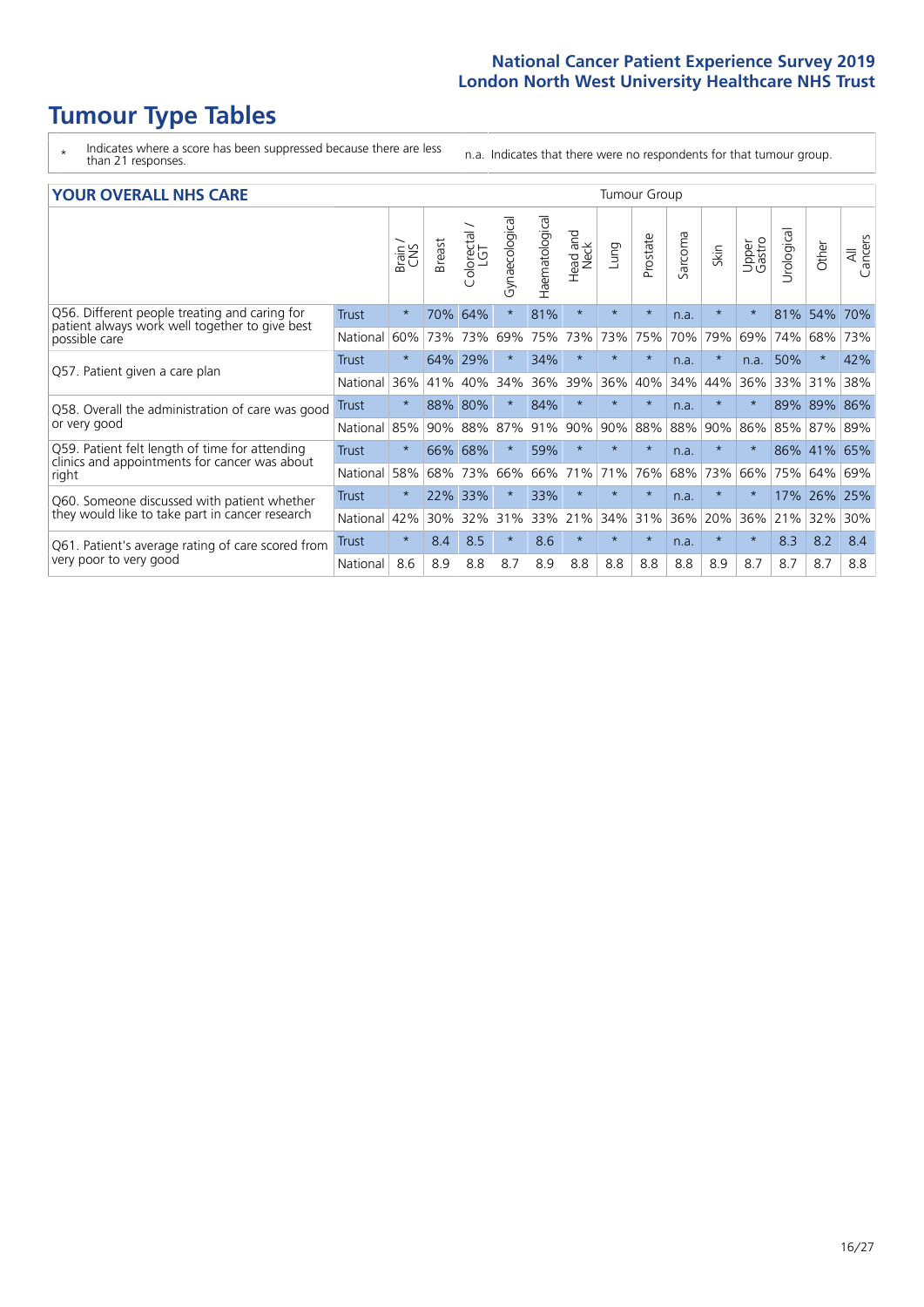# Tumour Type Tables

\* Indicates where a score has been suppressed because there are less than 21 responses.

n.a. Indicates that there were no respondents for that tumour group.

| YOUR OVERALL NHS CARE | | Tumour Group | | | | | | | | | | | | | | |
|---|---|---|---|---|---|---|---|---|---|---|---|---|---|---|---|---|
| | | Brain / CNS | Breast | Colorectal / LGT | Gynaecological | Haematological | Head and Neck | Lung | Prostate | Sarcoma | Skin | Upper Gastro | Urological | Other | All Cancers |
| Q56. Different people treating and caring for patient always work well together to give best possible care | Trust | * | 70% | 64% | * | 81% | * | * | * | n.a. | * | * | 81% | 54% | 70% |
| | National | 60% | 73% | 73% | 69% | 75% | 73% | 73% | 75% | 70% | 79% | 69% | 74% | 68% | 73% |
| Q57. Patient given a care plan | Trust | * | 64% | 29% | * | 34% | * | * | * | n.a. | * | n.a. | 50% | * | 42% |
| | National | 36% | 41% | 40% | 34% | 36% | 39% | 36% | 40% | 34% | 44% | 36% | 33% | 31% | 38% |
| Q58. Overall the administration of care was good or very good | Trust | * | 88% | 80% | * | 84% | * | * | * | n.a. | * | * | 89% | 89% | 86% |
| | National | 85% | 90% | 88% | 87% | 91% | 90% | 90% | 88% | 88% | 90% | 86% | 85% | 87% | 89% |
| Q59. Patient felt length of time for attending clinics and appointments for cancer was about right | Trust | * | 66% | 68% | * | 59% | * | * | * | n.a. | * | * | 86% | 41% | 65% |
| | National | 58% | 68% | 73% | 66% | 66% | 71% | 71% | 76% | 68% | 73% | 66% | 75% | 64% | 69% |
| Q60. Someone discussed with patient whether they would like to take part in cancer research | Trust | * | 22% | 33% | * | 33% | * | * | * | n.a. | * | * | 17% | 26% | 25% |
| | National | 42% | 30% | 32% | 31% | 33% | 21% | 34% | 31% | 36% | 20% | 36% | 21% | 32% | 30% |
| Q61. Patient's average rating of care scored from very poor to very good | Trust | * | 8.4 | 8.5 | * | 8.6 | * | * | * | n.a. | * | * | 8.3 | 8.2 | 8.4 |
| | National | 8.6 | 8.9 | 8.8 | 8.7 | 8.9 | 8.8 | 8.8 | 8.8 | 8.8 | 8.9 | 8.7 | 8.7 | 8.7 | 8.8 |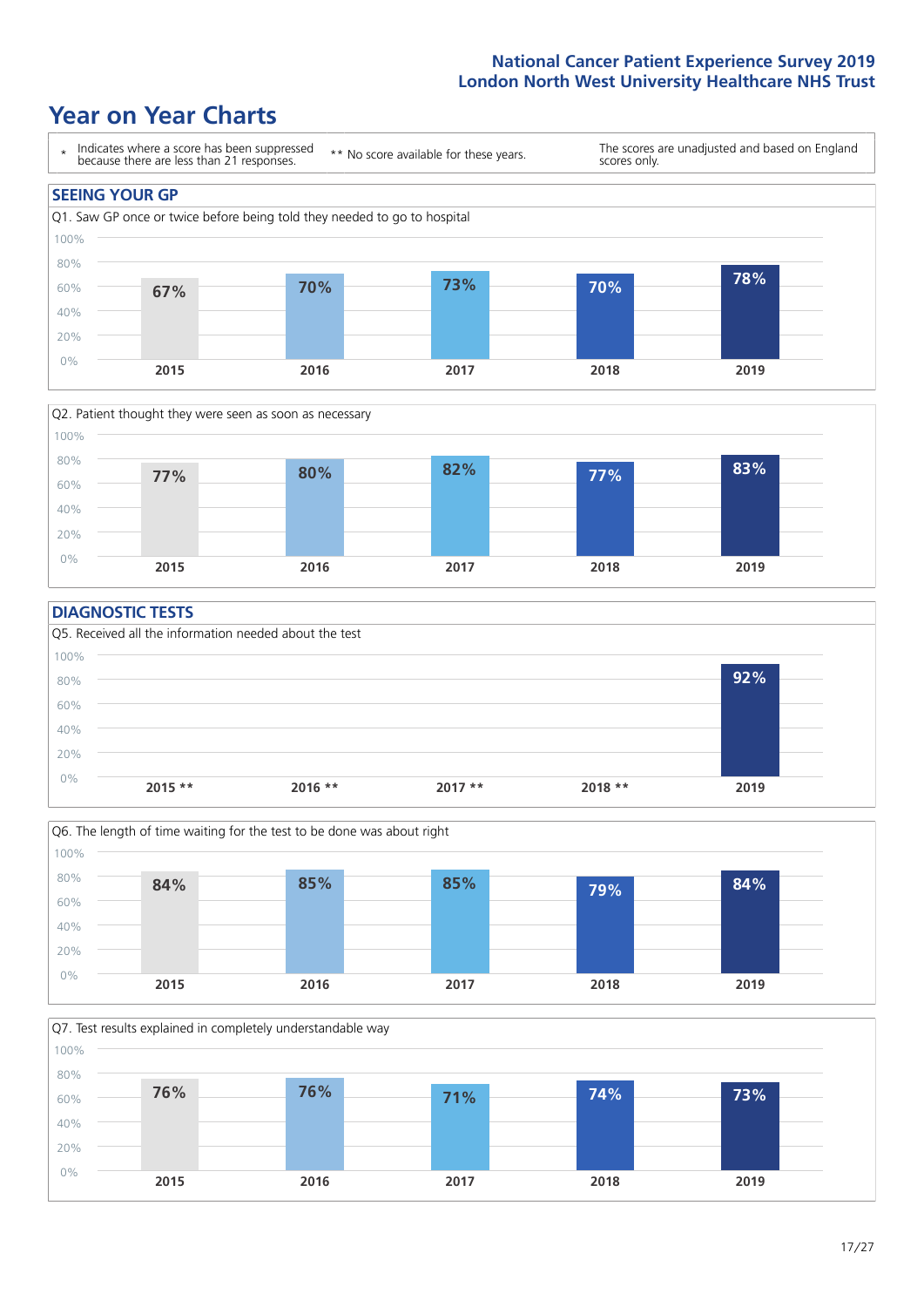# Year on Year Charts

\* Indicates where a score has been suppressed because there are less than 21 responses.

** No score available for these years.

The scores are unadjusted and based on England scores only.

## SEEING YOUR GP

Q1. Saw GP once or twice before being told they needed to go to hospital

| 2015 | 2016 | 2017 | 2018 | 2019 |
|---|---|---|---|---|
| 67% | 70% | 73% | 70% | 78% |

Q2. Patient thought they were seen as soon as necessary

| 2015 | 2016 | 2017 | 2018 | 2019 |
|---|---|---|---|---|
| 77% | 80% | 82% | 77% | 83% |

## DIAGNOSTIC TESTS

Q5. Received all the information needed about the test

| 2015 ** | 2016 ** | 2017 ** | 2018 ** | 2019 |
|---|---|---|---|---|
| | | | | 92% |

Q6. The length of time waiting for the test to be done was about right

| 2015 | 2016 | 2017 | 2018 | 2019 |
|---|---|---|---|---|
| 84% | 85% | 85% | 79% | 84% |

Q7. Test results explained in completely understandable way

| 2015 | 2016 | 2017 | 2018 | 2019 |
|---|---|---|---|---|
| 76% | 76% | 71% | 74% | 73% |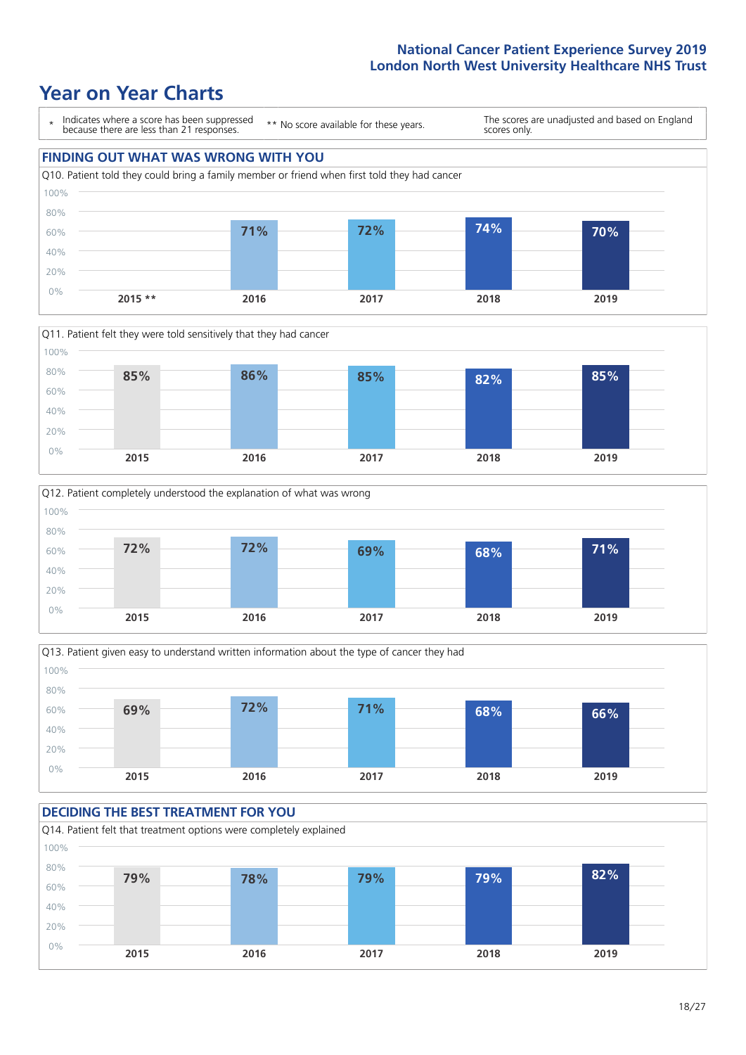## National Cancer Patient Experience Survey 2019
## London North West University Healthcare NHS Trust

# Year on Year Charts

\* Indicates where a score has been suppressed because there are less than 21 responses.

** No score available for these years.

The scores are unadjusted and based on England scores only.

## FINDING OUT WHAT WAS WRONG WITH YOU

Q10. Patient told they could bring a family member or friend when first told they had cancer

| 2015 ** | 2016 | 2017 | 2018 | 2019 |
|---|---|---|---|---|
| | 71% | 72% | 74% | 70% |

Q11. Patient felt they were told sensitively that they had cancer

| 2015 | 2016 | 2017 | 2018 | 2019 |
|---|---|---|---|---|
| 85% | 86% | 85% | 82% | 85% |

Q12. Patient completely understood the explanation of what was wrong

| 2015 | 2016 | 2017 | 2018 | 2019 |
|---|---|---|---|---|
| 72% | 72% | 69% | 68% | 71% |

Q13. Patient given easy to understand written information about the type of cancer they had

| 2015 | 2016 | 2017 | 2018 | 2019 |
|---|---|---|---|---|
| 69% | 72% | 71% | 68% | 66% |

## DECIDING THE BEST TREATMENT FOR YOU

Q14. Patient felt that treatment options were completely explained

| 2015 | 2016 | 2017 | 2018 | 2019 |
|---|---|---|---|---|
| 79% | 78% | 79% | 79% | 82% |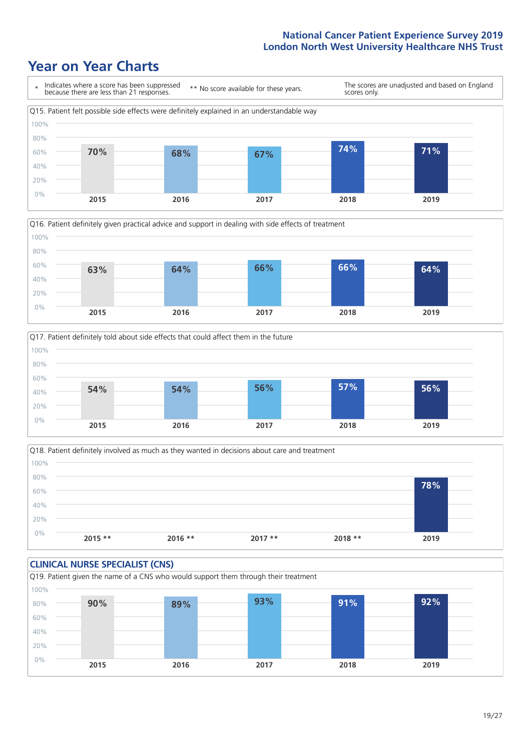## Year on Year Charts

\* Indicates where a score has been suppressed because there are less than 21 responses.

** No score available for these years.

The scores are unadjusted and based on England scores only.

Q15. Patient felt possible side effects were definitely explained in an understandable way

| 2015 | 2016 | 2017 | 2018 | 2019 |
| --- | --- | --- | --- | --- |
| 70% | 68% | 67% | 74% | 71% |

Q16. Patient definitely given practical advice and support in dealing with side effects of treatment

| 2015 | 2016 | 2017 | 2018 | 2019 |
| --- | --- | --- | --- | --- |
| 63% | 64% | 66% | 66% | 64% |

Q17. Patient definitely told about side effects that could affect them in the future

| 2015 | 2016 | 2017 | 2018 | 2019 |
| --- | --- | --- | --- | --- |
| 54% | 54% | 56% | 57% | 56% |

Q18. Patient definitely involved as much as they wanted in decisions about care and treatment

| 2015 ** | 2016 ** | 2017 ** | 2018 ** | 2019 |
| --- | --- | --- | --- | --- |
| | | | | 78% |

### CLINICAL NURSE SPECIALIST (CNS)

Q19. Patient given the name of a CNS who would support them through their treatment

| 2015 | 2016 | 2017 | 2018 | 2019 |
| --- | --- | --- | --- | --- |
| 90% | 89% | 93% | 91% | 92% |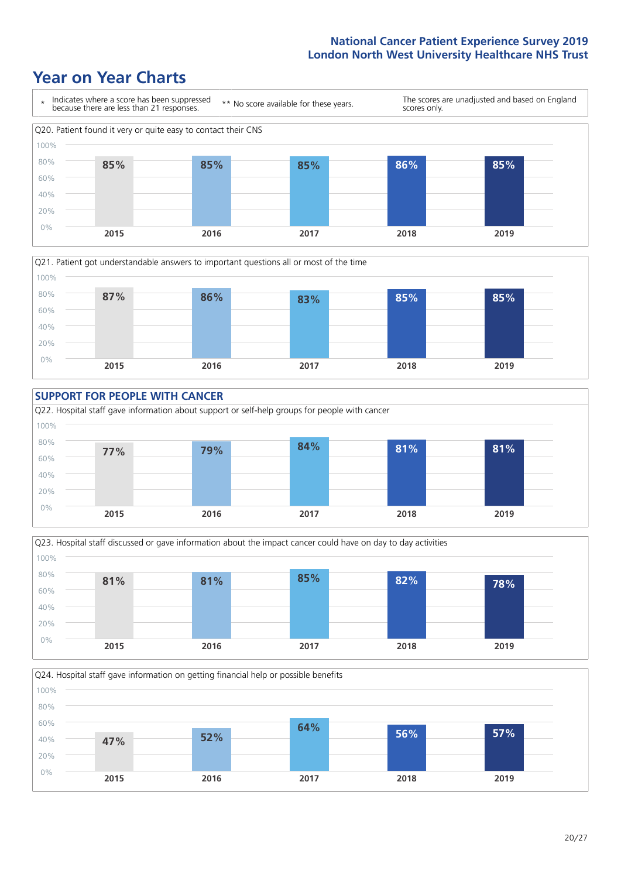# Year on Year Charts

\* Indicates where a score has been suppressed because there are less than 21 responses.

** No score available for these years.

The scores are unadjusted and based on England scores only.

Q20. Patient found it very or quite easy to contact their CNS

| 2015 | 2016 | 2017 | 2018 | 2019 |
|---|---|---|---|---|
| 85% | 85% | 85% | 86% | 85% |

Q21. Patient got understandable answers to important questions all or most of the time

| 2015 | 2016 | 2017 | 2018 | 2019 |
|---|---|---|---|---|
| 87% | 86% | 83% | 85% | 85% |

## SUPPORT FOR PEOPLE WITH CANCER

Q22. Hospital staff gave information about support or self-help groups for people with cancer

| 2015 | 2016 | 2017 | 2018 | 2019 |
|---|---|---|---|---|
| 77% | 79% | 84% | 81% | 81% |

Q23. Hospital staff discussed or gave information about the impact cancer could have on day to day activities

| 2015 | 2016 | 2017 | 2018 | 2019 |
|---|---|---|---|---|
| 81% | 81% | 85% | 82% | 78% |

Q24. Hospital staff gave information on getting financial help or possible benefits

| 2015 | 2016 | 2017 | 2018 | 2019 |
|---|---|---|---|---|
| 47% | 52% | 64% | 56% | 57% |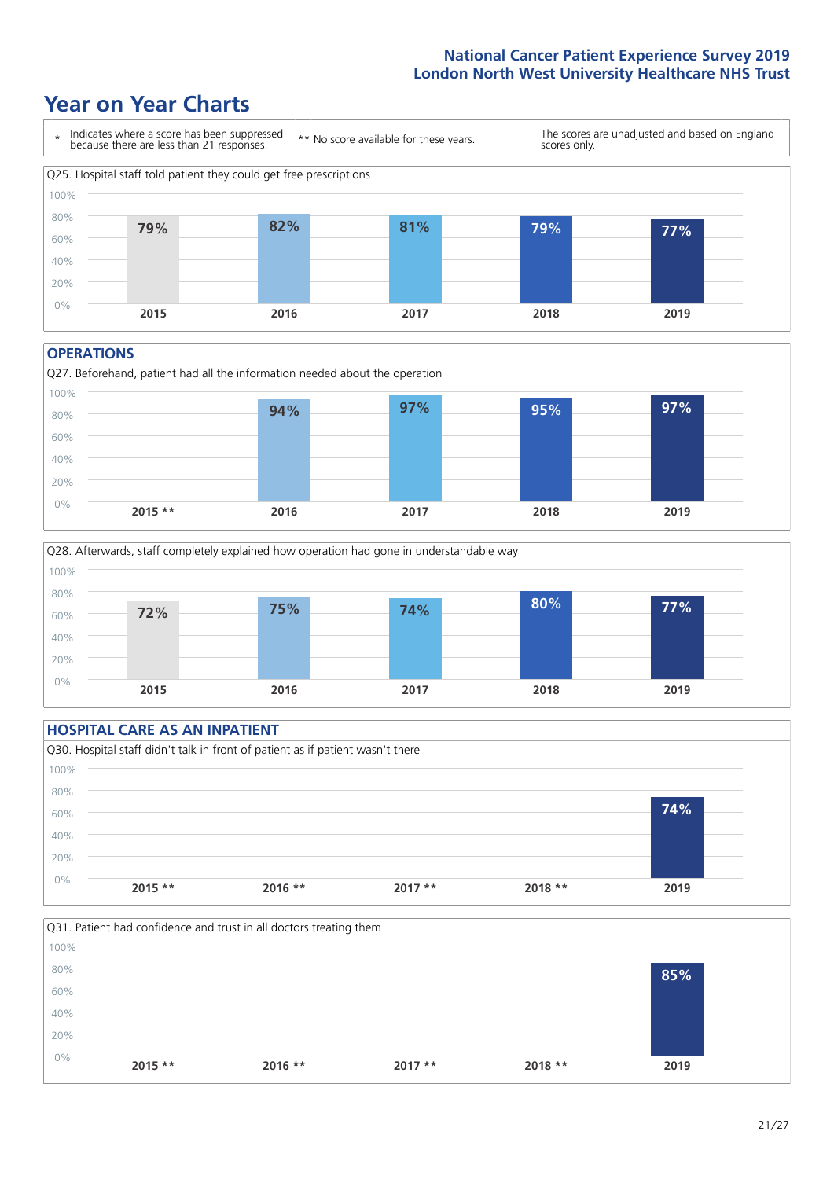National Cancer Patient Experience Survey 2019
London North West University Healthcare NHS Trust

# Year on Year Charts

\* Indicates where a score has been suppressed because there are less than 21 responses.

\*\* No score available for these years.

The scores are unadjusted and based on England scores only.

Q25. Hospital staff told patient they could get free prescriptions

| 2015 | 2016 | 2017 | 2018 | 2019 |
|---|---|---|---|---|
| 79% | 82% | 81% | 79% | 77% |

## OPERATIONS

Q27. Beforehand, patient had all the information needed about the operation

| 2015 ** | 2016 | 2017 | 2018 | 2019 |
|---|---|---|---|---|
| | 94% | 97% | 95% | 97% |

Q28. Afterwards, staff completely explained how operation had gone in understandable way

| 2015 | 2016 | 2017 | 2018 | 2019 |
|---|---|---|---|---|
| 72% | 75% | 74% | 80% | 77% |

## HOSPITAL CARE AS AN INPATIENT

Q30. Hospital staff didn't talk in front of patient as if patient wasn't there

| 2015 ** | 2016 ** | 2017 ** | 2018 ** | 2019 |
|---|---|---|---|---|
| | | | | 74% |

Q31. Patient had confidence and trust in all doctors treating them

| 2015 ** | 2016 ** | 2017 ** | 2018 ** | 2019 |
|---|---|---|---|---|
| | | | | 85% |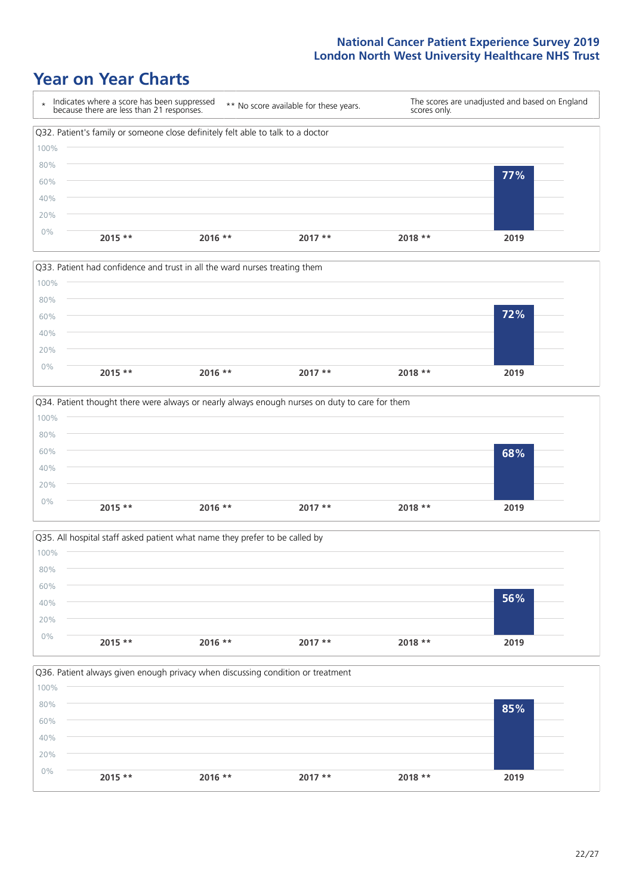# Year on Year Charts

\* Indicates where a score has been suppressed because there are less than 21 responses.

** No score available for these years.

The scores are unadjusted and based on England scores only.

Q32. Patient's family or someone close definitely felt able to talk to a doctor

| 2015 ** | 2016 ** | 2017 ** | 2018 ** | 2019 |
|---|---|---|---|---|
| | | | | 77% |

Q33. Patient had confidence and trust in all the ward nurses treating them

| 2015 ** | 2016 ** | 2017 ** | 2018 ** | 2019 |
|---|---|---|---|---|
| | | | | 72% |

Q34. Patient thought there were always or nearly always enough nurses on duty to care for them

| 2015 ** | 2016 ** | 2017 ** | 2018 ** | 2019 |
|---|---|---|---|---|
| | | | | 68% |

Q35. All hospital staff asked patient what name they prefer to be called by

| 2015 ** | 2016 ** | 2017 ** | 2018 ** | 2019 |
|---|---|---|---|---|
| | | | | 56% |

Q36. Patient always given enough privacy when discussing condition or treatment

| 2015 ** | 2016 ** | 2017 ** | 2018 ** | 2019 |
|---|---|---|---|---|
| | | | | 85% |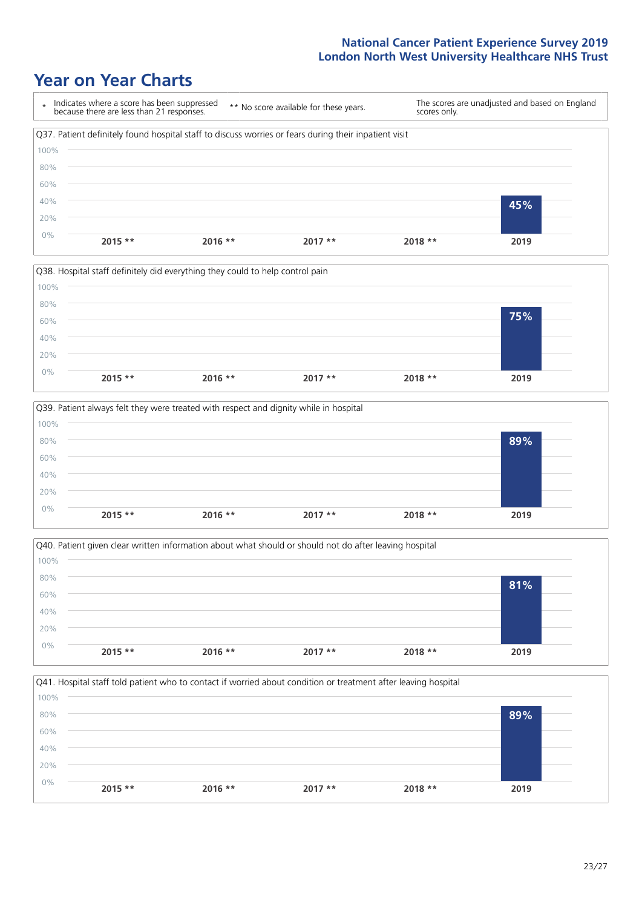# Year on Year Charts

| * Indicates where a score has been suppressed because there are less than 21 responses. | ** No score available for these years. | The scores are unadjusted and based on England scores only. |
|---|---|---|

Q37. Patient definitely found hospital staff to discuss worries or fears during their inpatient visit

| 2015 ** | 2016 ** | 2017 ** | 2018 ** | 2019 |
|---|---|---|---|---|
| | | | | 45% |

Q38. Hospital staff definitely did everything they could to help control pain

| 2015 ** | 2016 ** | 2017 ** | 2018 ** | 2019 |
|---|---|---|---|---|
| | | | | 75% |

Q39. Patient always felt they were treated with respect and dignity while in hospital

| 2015 ** | 2016 ** | 2017 ** | 2018 ** | 2019 |
|---|---|---|---|---|
| | | | | 89% |

Q40. Patient given clear written information about what should or should not do after leaving hospital

| 2015 ** | 2016 ** | 2017 ** | 2018 ** | 2019 |
|---|---|---|---|---|
| | | | | 81% |

Q41. Hospital staff told patient who to contact if worried about condition or treatment after leaving hospital

| 2015 ** | 2016 ** | 2017 ** | 2018 ** | 2019 |
|---|---|---|---|---|
| | | | | 89% |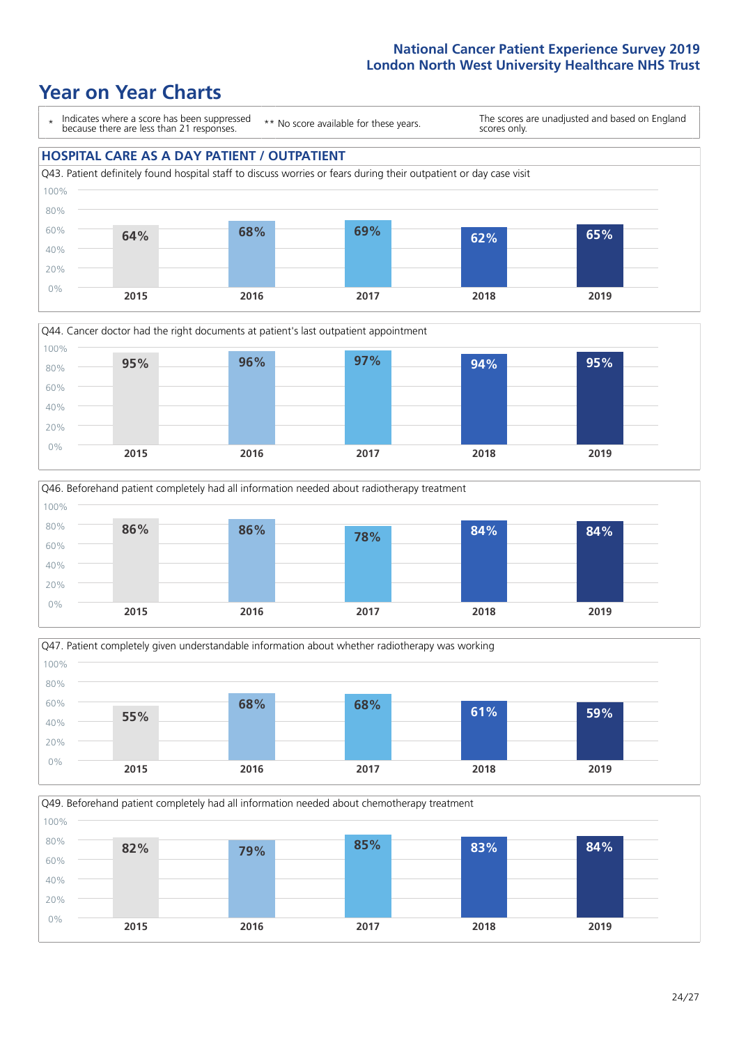# Year on Year Charts

\* Indicates where a score has been suppressed because there are less than 21 responses.

** No score available for these years.

The scores are unadjusted and based on England scores only.

## HOSPITAL CARE AS A DAY PATIENT / OUTPATIENT

Q43. Patient definitely found hospital staff to discuss worries or fears during their outpatient or day case visit

| 2015 | 2016 | 2017 | 2018 | 2019 |
|---|---|---|---|---|
| 64% | 68% | 69% | 62% | 65% |

Q44. Cancer doctor had the right documents at patient's last outpatient appointment

| 2015 | 2016 | 2017 | 2018 | 2019 |
|---|---|---|---|---|
| 95% | 96% | 97% | 94% | 95% |

Q46. Beforehand patient completely had all information needed about radiotherapy treatment

| 2015 | 2016 | 2017 | 2018 | 2019 |
|---|---|---|---|---|
| 86% | 86% | 78% | 84% | 84% |

Q47. Patient completely given understandable information about whether radiotherapy was working

| 2015 | 2016 | 2017 | 2018 | 2019 |
|---|---|---|---|---|
| 55% | 68% | 68% | 61% | 59% |

Q49. Beforehand patient completely had all information needed about chemotherapy treatment

| 2015 | 2016 | 2017 | 2018 | 2019 |
|---|---|---|---|---|
| 82% | 79% | 85% | 83% | 84% |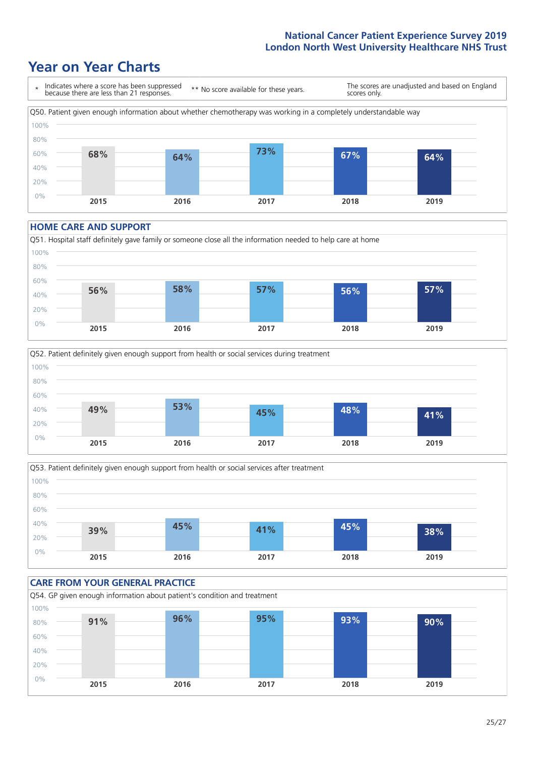# Year on Year Charts

\* Indicates where a score has been suppressed because there are less than 21 responses.

\*\* No score available for these years.

The scores are unadjusted and based on England scores only.

Q50. Patient given enough information about whether chemotherapy was working in a completely understandable way

| 2015 | 2016 | 2017 | 2018 | 2019 |
|---|---|---|---|---|
| 68% | 64% | 73% | 67% | 64% |

## HOME CARE AND SUPPORT

Q51. Hospital staff definitely gave family or someone close all the information needed to help care at home

| 2015 | 2016 | 2017 | 2018 | 2019 |
|---|---|---|---|---|
| 56% | 58% | 57% | 56% | 57% |

Q52. Patient definitely given enough support from health or social services during treatment

| 2015 | 2016 | 2017 | 2018 | 2019 |
|---|---|---|---|---|
| 49% | 53% | 45% | 48% | 41% |

Q53. Patient definitely given enough support from health or social services after treatment

| 2015 | 2016 | 2017 | 2018 | 2019 |
|---|---|---|---|---|
| 39% | 45% | 41% | 45% | 38% |

## CARE FROM YOUR GENERAL PRACTICE

Q54. GP given enough information about patient's condition and treatment

| 2015 | 2016 | 2017 | 2018 | 2019 |
|---|---|---|---|---|
| 91% | 96% | 95% | 93% | 90% |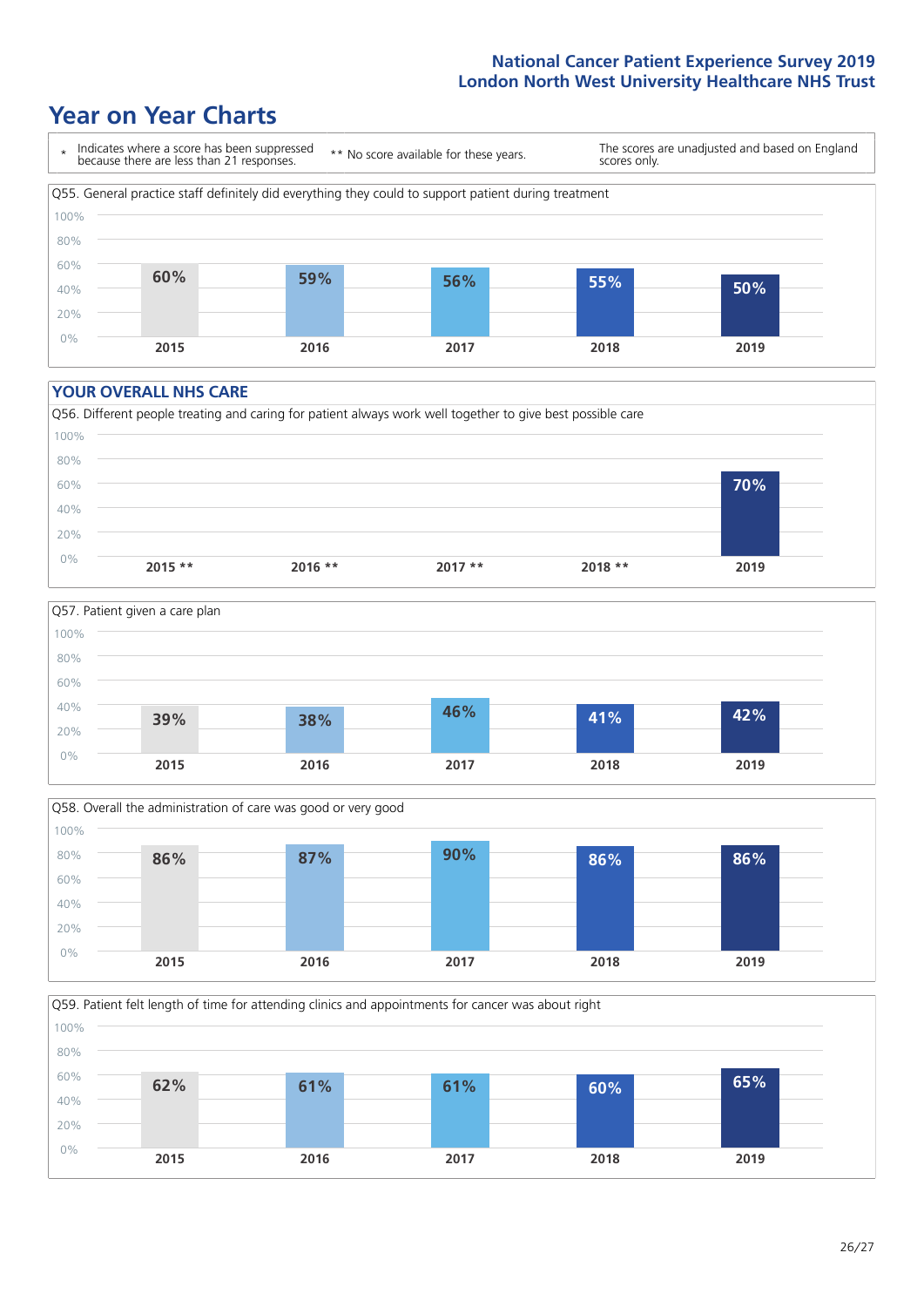# Year on Year Charts

\* Indicates where a score has been suppressed because there are less than 21 responses. ** No score available for these years. The scores are unadjusted and based on England scores only.

Q55. General practice staff definitely did everything they could to support patient during treatment

| 2015 | 2016 | 2017 | 2018 | 2019 |
|---|---|---|---|---|
| 60% | 59% | 56% | 55% | 50% |

## YOUR OVERALL NHS CARE

Q56. Different people treating and caring for patient always work well together to give best possible care

| 2015 ** | 2016 ** | 2017 ** | 2018 ** | 2019 |
|---|---|---|---|---|
| | | | | 70% |

Q57. Patient given a care plan

| 2015 | 2016 | 2017 | 2018 | 2019 |
|---|---|---|---|---|
| 39% | 38% | 46% | 41% | 42% |

Q58. Overall the administration of care was good or very good

| 2015 | 2016 | 2017 | 2018 | 2019 |
|---|---|---|---|---|
| 86% | 87% | 90% | 86% | 86% |

Q59. Patient felt length of time for attending clinics and appointments for cancer was about right

| 2015 | 2016 | 2017 | 2018 | 2019 |
|---|---|---|---|---|
| 62% | 61% | 61% | 60% | 65% |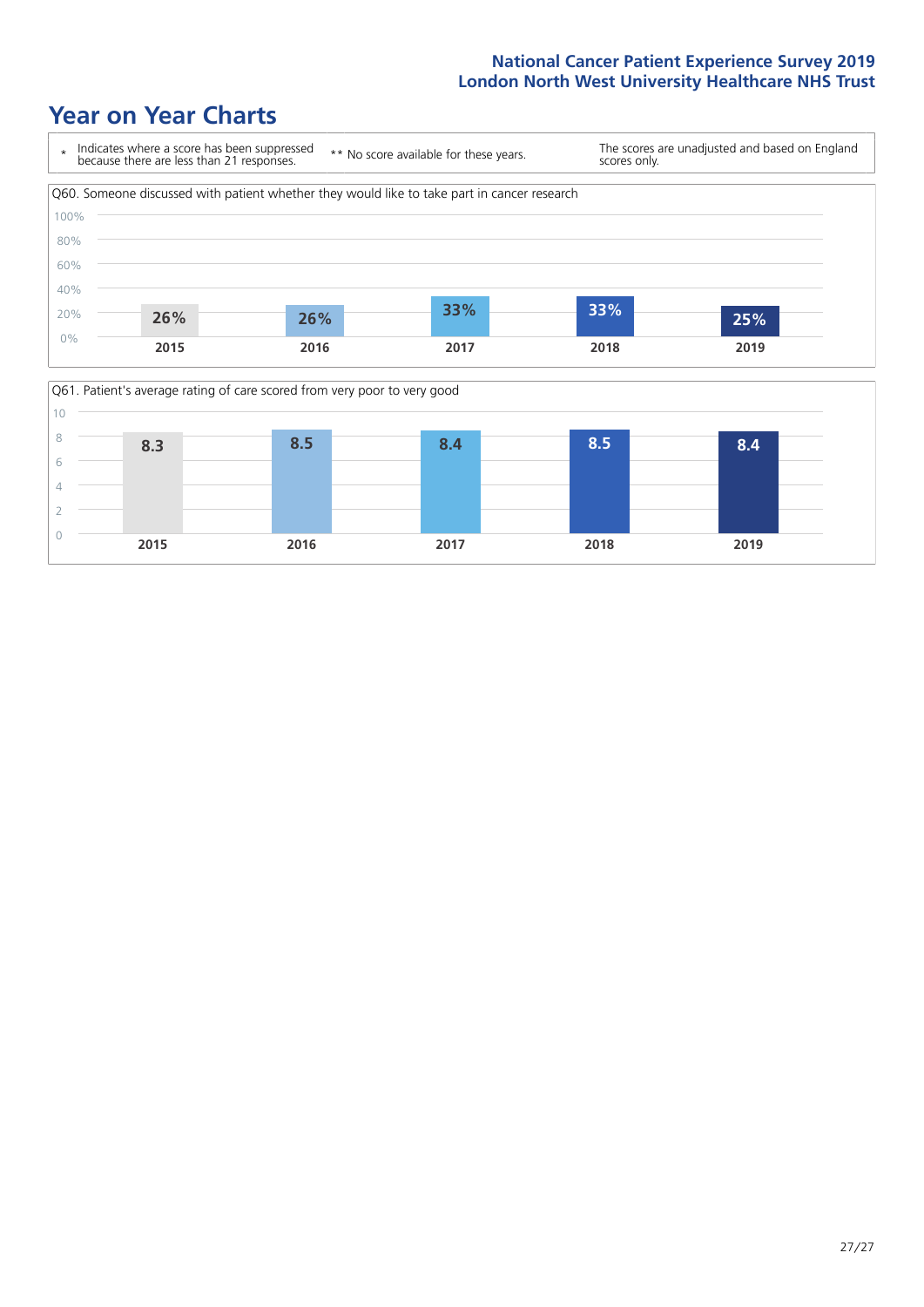# Year on Year Charts

\* Indicates where a score has been suppressed because there are less than 21 responses.

\*\* No score available for these years.

The scores are unadjusted and based on England scores only.

Q60. Someone discussed with patient whether they would like to take part in cancer research

100%
80%
60%
40%
20%
0%

26% 26% 33% 33% 25%

2015 2016 2017 2018 2019

Q61. Patient's average rating of care scored from very poor to very good

10
8
6
4
2
0

8.3 8.5 8.4 8.5 8.4

2015 2016 2017 2018 2019